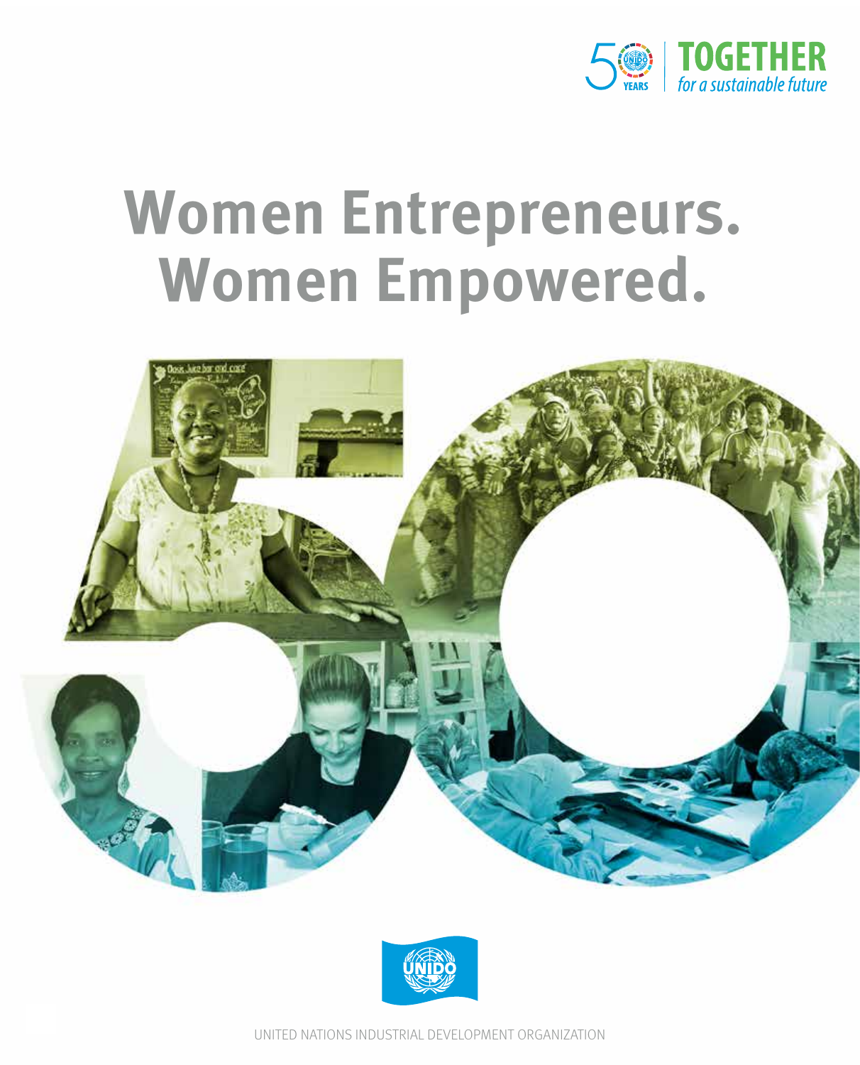50 YEARS | TOGETHER *for a sustainable future*

# Women Entrepreneurs. Women Empowered.

UNIDO

UNITED NATIONS INDUSTRIAL DEVELOPMENT ORGANIZATION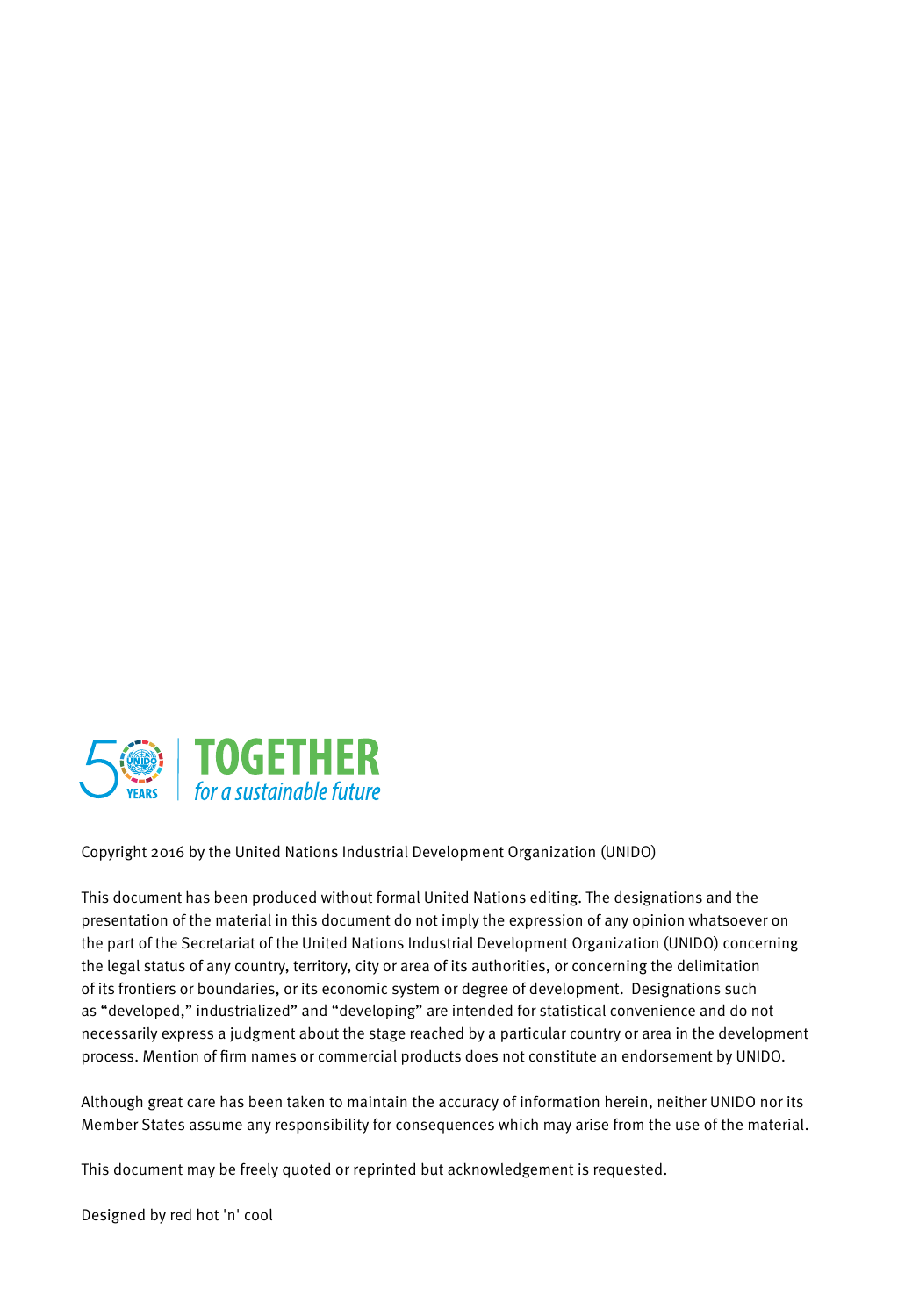50 YEARS | **TOGETHER** *for a sustainable future*

Copyright 2016 by the United Nations Industrial Development Organization (UNIDO)

This document has been produced without formal United Nations editing. The designations and the presentation of the material in this document do not imply the expression of any opinion whatsoever on the part of the Secretariat of the United Nations Industrial Development Organization (UNIDO) concerning the legal status of any country, territory, city or area of its authorities, or concerning the delimitation of its frontiers or boundaries, or its economic system or degree of development. Designations such as "developed," industrialized" and "developing" are intended for statistical convenience and do not necessarily express a judgment about the stage reached by a particular country or area in the development process. Mention of firm names or commercial products does not constitute an endorsement by UNIDO.

Although great care has been taken to maintain the accuracy of information herein, neither UNIDO nor its Member States assume any responsibility for consequences which may arise from the use of the material.

This document may be freely quoted or reprinted but acknowledgement is requested.

Designed by red hot 'n' cool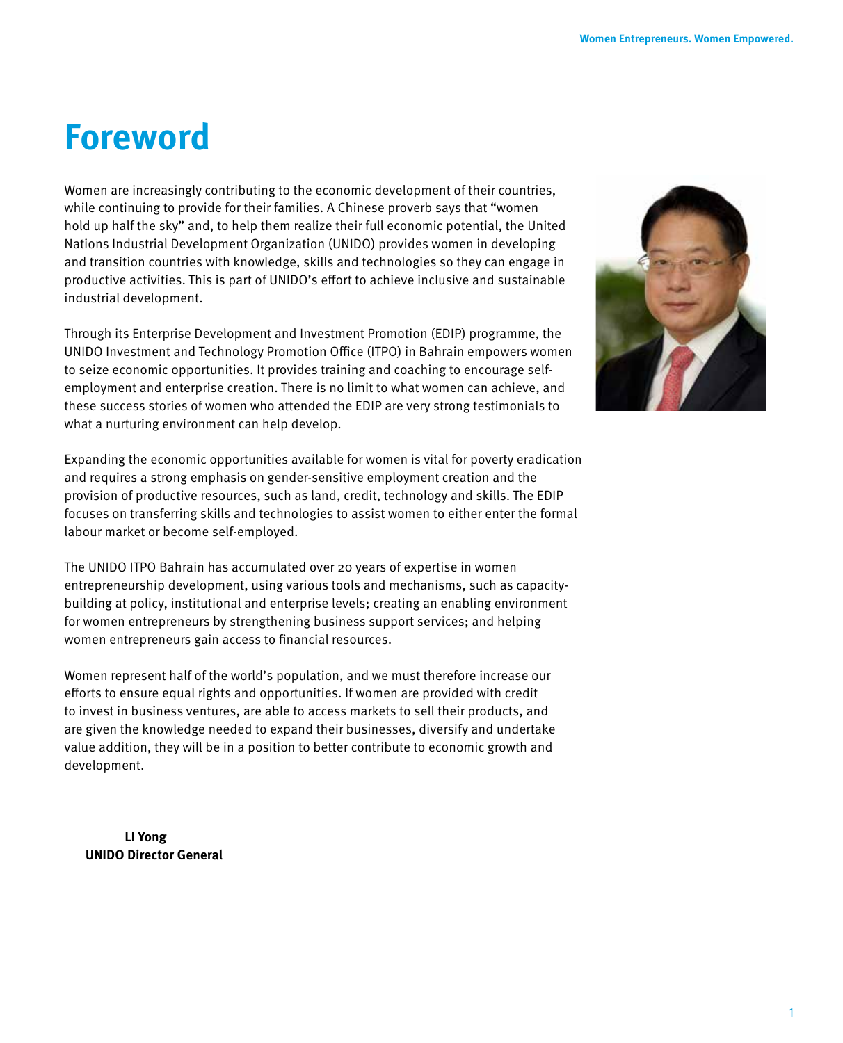# Foreword

Women are increasingly contributing to the economic development of their countries, while continuing to provide for their families. A Chinese proverb says that "women hold up half the sky" and, to help them realize their full economic potential, the United Nations Industrial Development Organization (UNIDO) provides women in developing and transition countries with knowledge, skills and technologies so they can engage in productive activities. This is part of UNIDO's effort to achieve inclusive and sustainable industrial development.

Through its Enterprise Development and Investment Promotion (EDIP) programme, the UNIDO Investment and Technology Promotion Office (ITPO) in Bahrain empowers women to seize economic opportunities. It provides training and coaching to encourage self-employment and enterprise creation. There is no limit to what women can achieve, and these success stories of women who attended the EDIP are very strong testimonials to what a nurturing environment can help develop.

Expanding the economic opportunities available for women is vital for poverty eradication and requires a strong emphasis on gender-sensitive employment creation and the provision of productive resources, such as land, credit, technology and skills. The EDIP focuses on transferring skills and technologies to assist women to either enter the formal labour market or become self-employed.

The UNIDO ITPO Bahrain has accumulated over 20 years of expertise in women entrepreneurship development, using various tools and mechanisms, such as capacity-building at policy, institutional and enterprise levels; creating an enabling environment for women entrepreneurs by strengthening business support services; and helping women entrepreneurs gain access to financial resources.

Women represent half of the world's population, and we must therefore increase our efforts to ensure equal rights and opportunities. If women are provided with credit to invest in business ventures, are able to access markets to sell their products, and are given the knowledge needed to expand their businesses, diversify and undertake value addition, they will be in a position to better contribute to economic growth and development.

**LI Yong**
**UNIDO Director General**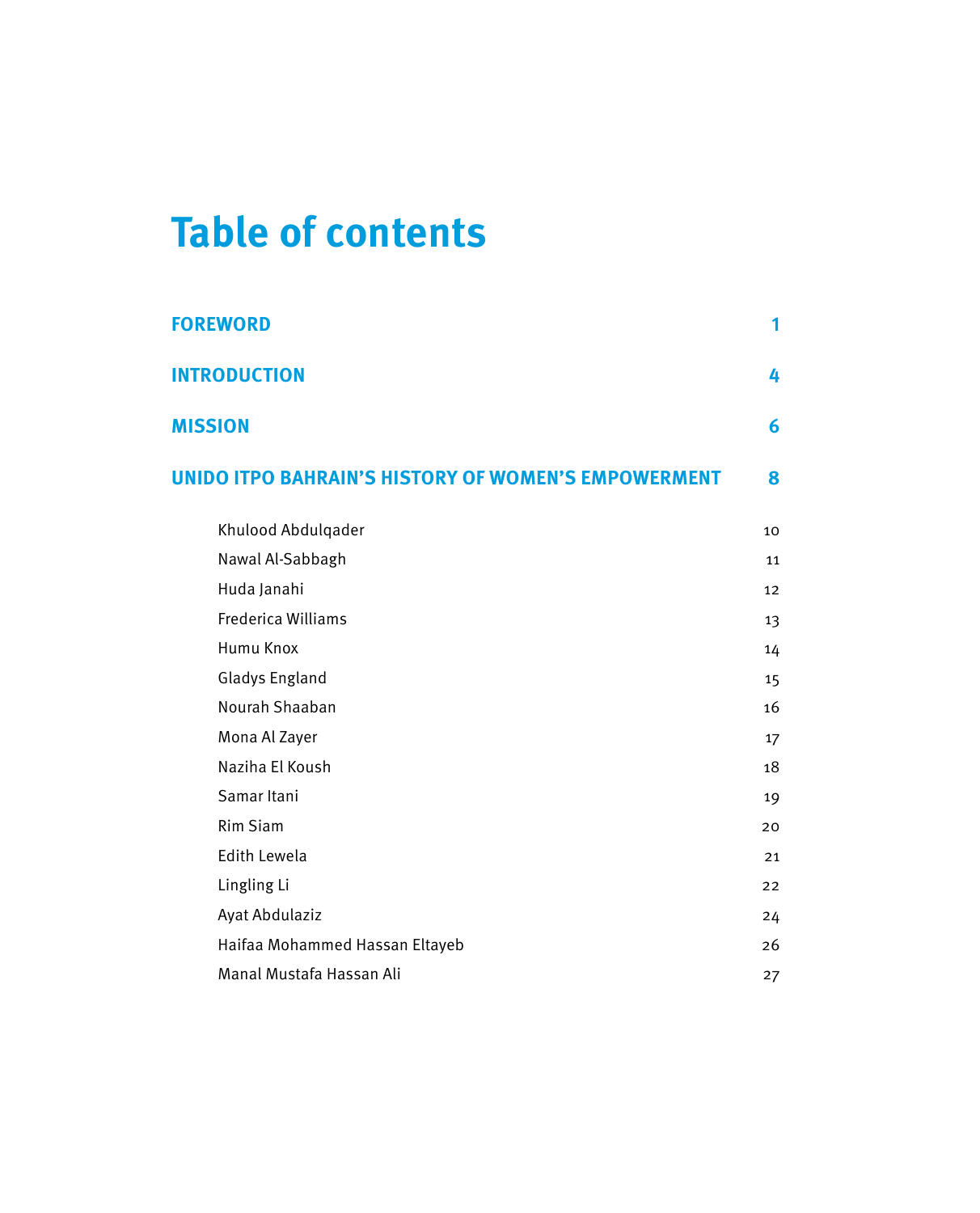# Table of contents

| | |
|---|---|
| **FOREWORD** | **1** |
| **INTRODUCTION** | **4** |
| **MISSION** | **6** |
| **UNIDO ITPO BAHRAIN'S HISTORY OF WOMEN'S EMPOWERMENT** | **8** |
| Khulood Abdulqader | 10 |
| Nawal Al-Sabbagh | 11 |
| Huda Janahi | 12 |
| Frederica Williams | 13 |
| Humu Knox | 14 |
| Gladys England | 15 |
| Nourah Shaaban | 16 |
| Mona Al Zayer | 17 |
| Naziha El Koush | 18 |
| Samar Itani | 19 |
| Rim Siam | 20 |
| Edith Lewela | 21 |
| Lingling Li | 22 |
| Ayat Abdulaziz | 24 |
| Haifaa Mohammed Hassan Eltayeb | 26 |
| Manal Mustafa Hassan Ali | 27 |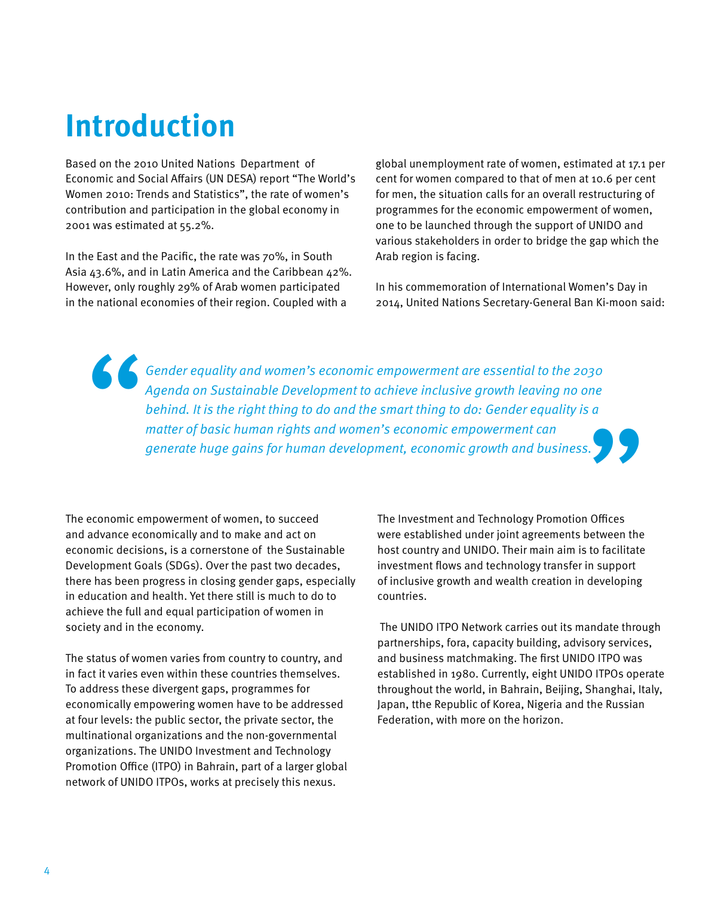# Introduction

Based on the 2010 United Nations Department of Economic and Social Affairs (UN DESA) report "The World's Women 2010: Trends and Statistics", the rate of women's contribution and participation in the global economy in 2001 was estimated at 55.2%.

In the East and the Pacific, the rate was 70%, in South Asia 43.6%, and in Latin America and the Caribbean 42%. However, only roughly 29% of Arab women participated in the national economies of their region. Coupled with a global unemployment rate of women, estimated at 17.1 per cent for women compared to that of men at 10.6 per cent for men, the situation calls for an overall restructuring of programmes for the economic empowerment of women, one to be launched through the support of UNIDO and various stakeholders in order to bridge the gap which the Arab region is facing.

In his commemoration of International Women's Day in 2014, United Nations Secretary-General Ban Ki-moon said:

> *Gender equality and women's economic empowerment are essential to the 2030 Agenda on Sustainable Development to achieve inclusive growth leaving no one behind. It is the right thing to do and the smart thing to do: Gender equality is a matter of basic human rights and women's economic empowerment can generate huge gains for human development, economic growth and business.*

The economic empowerment of women, to succeed and advance economically and to make and act on economic decisions, is a cornerstone of the Sustainable Development Goals (SDGs). Over the past two decades, there has been progress in closing gender gaps, especially in education and health. Yet there still is much to do to achieve the full and equal participation of women in society and in the economy.

The status of women varies from country to country, and in fact it varies even within these countries themselves. To address these divergent gaps, programmes for economically empowering women have to be addressed at four levels: the public sector, the private sector, the multinational organizations and the non-governmental organizations. The UNIDO Investment and Technology Promotion Office (ITPO) in Bahrain, part of a larger global network of UNIDO ITPOs, works at precisely this nexus.

The Investment and Technology Promotion Offices were established under joint agreements between the host country and UNIDO. Their main aim is to facilitate investment flows and technology transfer in support of inclusive growth and wealth creation in developing countries.

The UNIDO ITPO Network carries out its mandate through partnerships, fora, capacity building, advisory services, and business matchmaking. The first UNIDO ITPO was established in 1980. Currently, eight UNIDO ITPOs operate throughout the world, in Bahrain, Beijing, Shanghai, Italy, Japan, tthe Republic of Korea, Nigeria and the Russian Federation, with more on the horizon.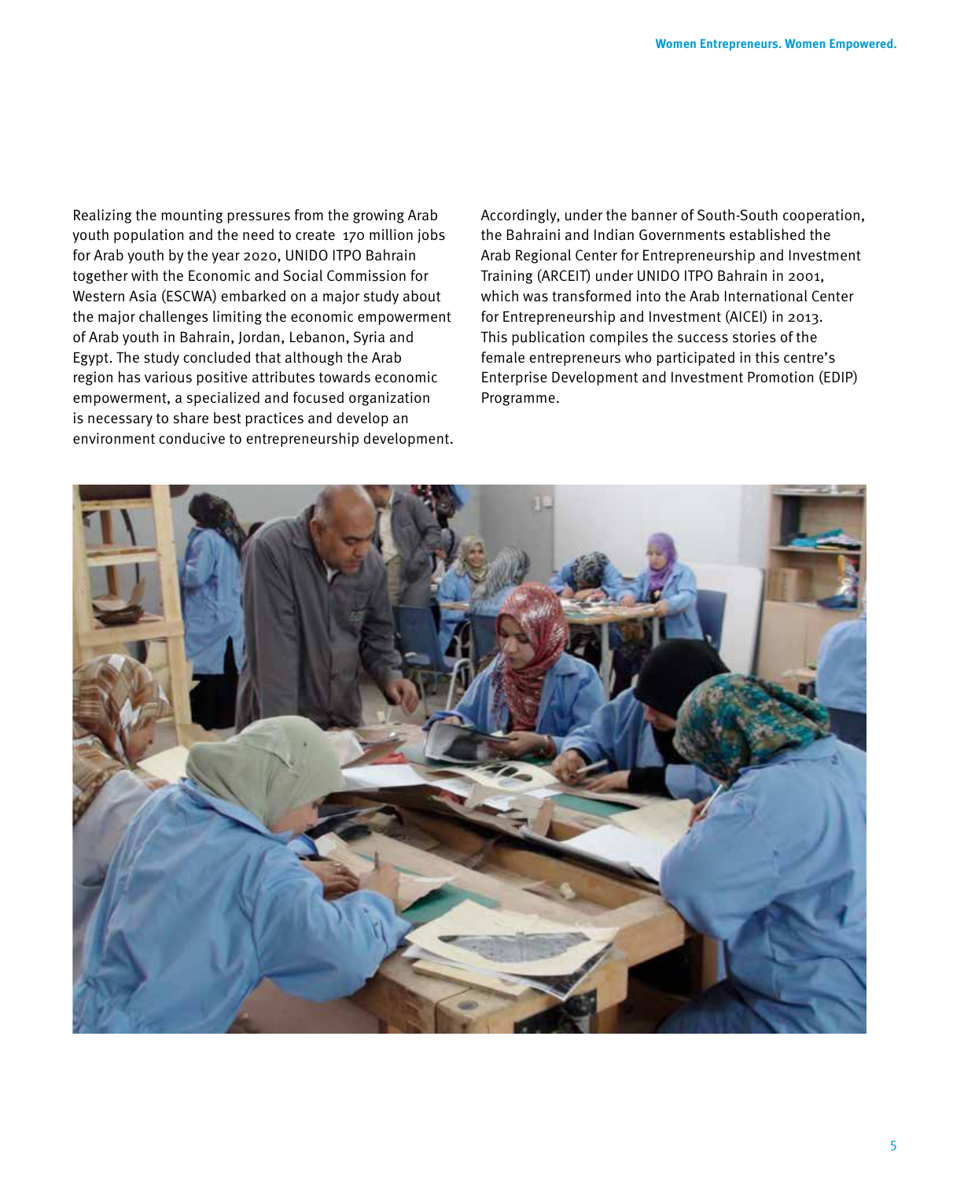Realizing the mounting pressures from the growing Arab youth population and the need to create 170 million jobs for Arab youth by the year 2020, UNIDO ITPO Bahrain together with the Economic and Social Commission for Western Asia (ESCWA) embarked on a major study about the major challenges limiting the economic empowerment of Arab youth in Bahrain, Jordan, Lebanon, Syria and Egypt. The study concluded that although the Arab region has various positive attributes towards economic empowerment, a specialized and focused organization is necessary to share best practices and develop an environment conducive to entrepreneurship development.

Accordingly, under the banner of South-South cooperation, the Bahraini and Indian Governments established the Arab Regional Center for Entrepreneurship and Investment Training (ARCEIT) under UNIDO ITPO Bahrain in 2001, which was transformed into the Arab International Center for Entrepreneurship and Investment (AICEI) in 2013. This publication compiles the success stories of the female entrepreneurs who participated in this centre's Enterprise Development and Investment Promotion (EDIP) Programme.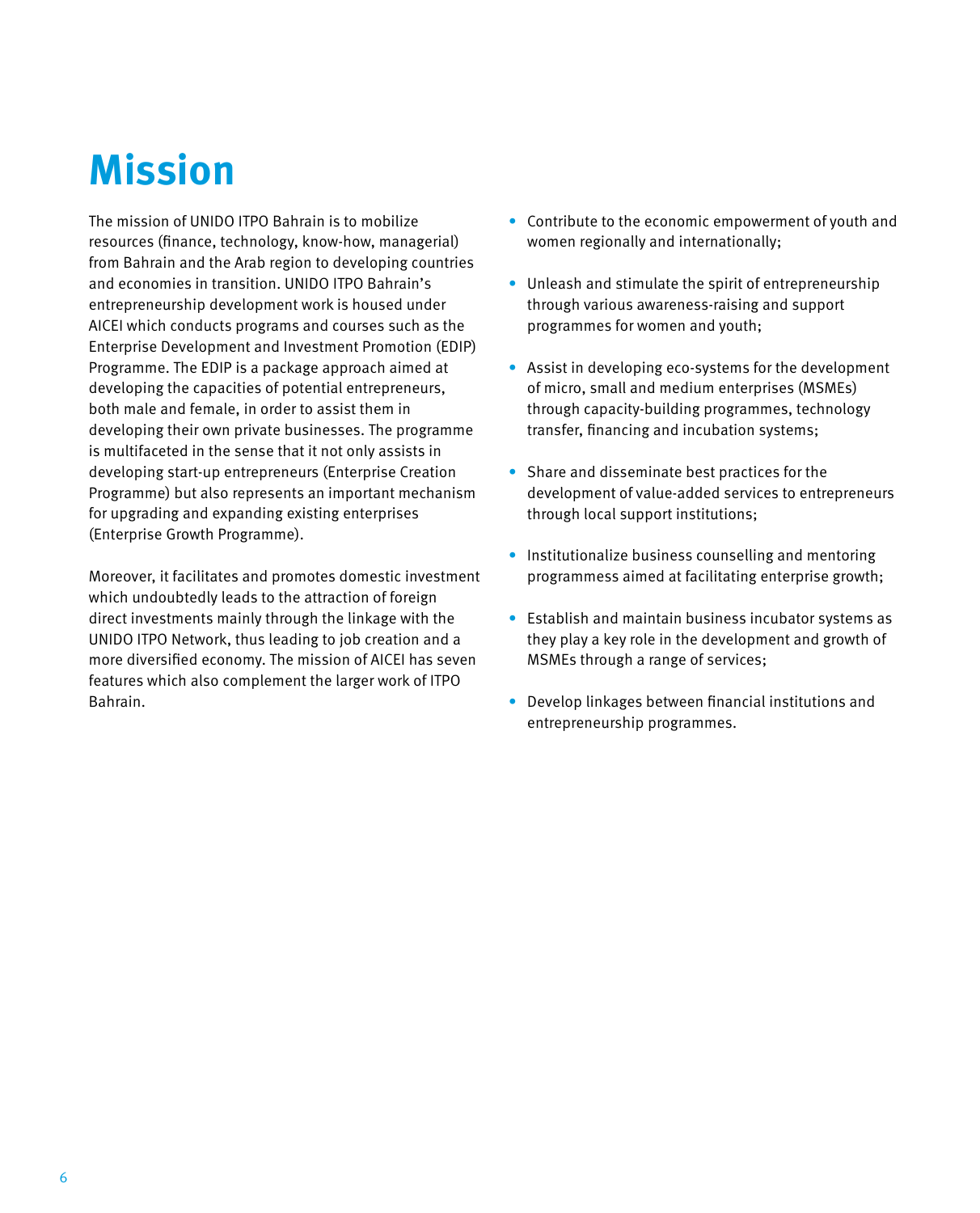# Mission

The mission of UNIDO ITPO Bahrain is to mobilize resources (finance, technology, know-how, managerial) from Bahrain and the Arab region to developing countries and economies in transition. UNIDO ITPO Bahrain's entrepreneurship development work is housed under AICEI which conducts programs and courses such as the Enterprise Development and Investment Promotion (EDIP) Programme. The EDIP is a package approach aimed at developing the capacities of potential entrepreneurs, both male and female, in order to assist them in developing their own private businesses. The programme is multifaceted in the sense that it not only assists in developing start-up entrepreneurs (Enterprise Creation Programme) but also represents an important mechanism for upgrading and expanding existing enterprises (Enterprise Growth Programme).

Moreover, it facilitates and promotes domestic investment which undoubtedly leads to the attraction of foreign direct investments mainly through the linkage with the UNIDO ITPO Network, thus leading to job creation and a more diversified economy. The mission of AICEI has seven features which also complement the larger work of ITPO Bahrain.

- Contribute to the economic empowerment of youth and women regionally and internationally;
- Unleash and stimulate the spirit of entrepreneurship through various awareness-raising and support programmes for women and youth;
- Assist in developing eco-systems for the development of micro, small and medium enterprises (MSMEs) through capacity-building programmes, technology transfer, financing and incubation systems;
- Share and disseminate best practices for the development of value-added services to entrepreneurs through local support institutions;
- Institutionalize business counselling and mentoring programmess aimed at facilitating enterprise growth;
- Establish and maintain business incubator systems as they play a key role in the development and growth of MSMEs through a range of services;
- Develop linkages between financial institutions and entrepreneurship programmes.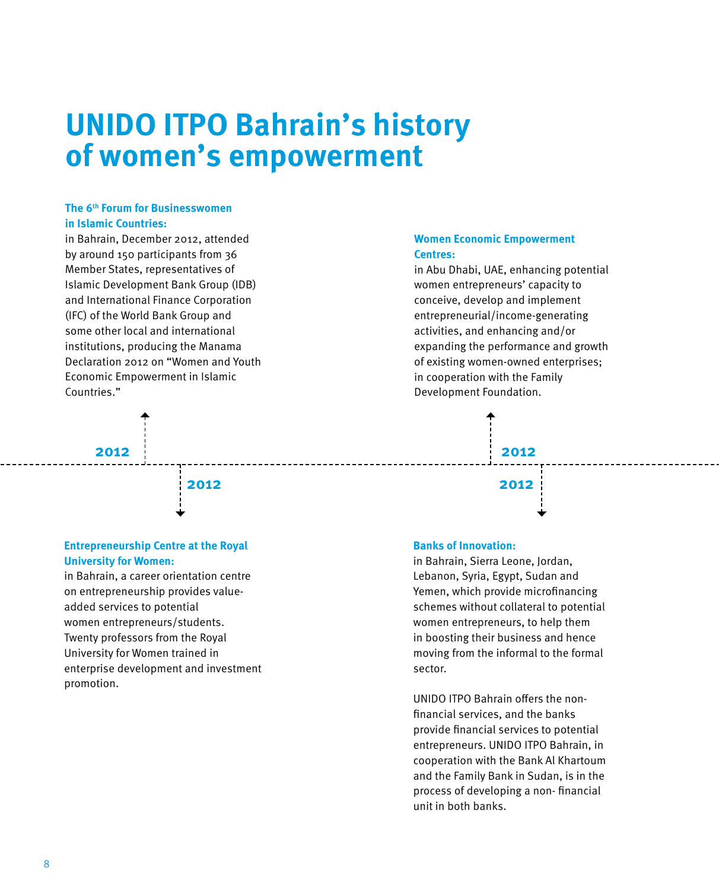# UNIDO ITPO Bahrain's history of women's empowerment

2012

**The 6th Forum for Businesswomen in Islamic Countries:**
in Bahrain, December 2012, attended by around 150 participants from 36 Member States, representatives of Islamic Development Bank Group (IDB) and International Finance Corporation (IFC) of the World Bank Group and some other local and international institutions, producing the Manama Declaration 2012 on "Women and Youth Economic Empowerment in Islamic Countries."

2012

**Entrepreneurship Centre at the Royal University for Women:**
in Bahrain, a career orientation centre on entrepreneurship provides value-added services to potential women entrepreneurs/students. Twenty professors from the Royal University for Women trained in enterprise development and investment promotion.

2012

**Women Economic Empowerment Centres:**
in Abu Dhabi, UAE, enhancing potential women entrepreneurs' capacity to conceive, develop and implement entrepreneurial/income-generating activities, and enhancing and/or expanding the performance and growth of existing women-owned enterprises; in cooperation with the Family Development Foundation.

2012

**Banks of Innovation:**
in Bahrain, Sierra Leone, Jordan, Lebanon, Syria, Egypt, Sudan and Yemen, which provide microfinancing schemes without collateral to potential women entrepreneurs, to help them in boosting their business and hence moving from the informal to the formal sector.

UNIDO ITPO Bahrain offers the non-financial services, and the banks provide financial services to potential entrepreneurs. UNIDO ITPO Bahrain, in cooperation with the Bank Al Khartoum and the Family Bank in Sudan, is in the process of developing a non- financial unit in both banks.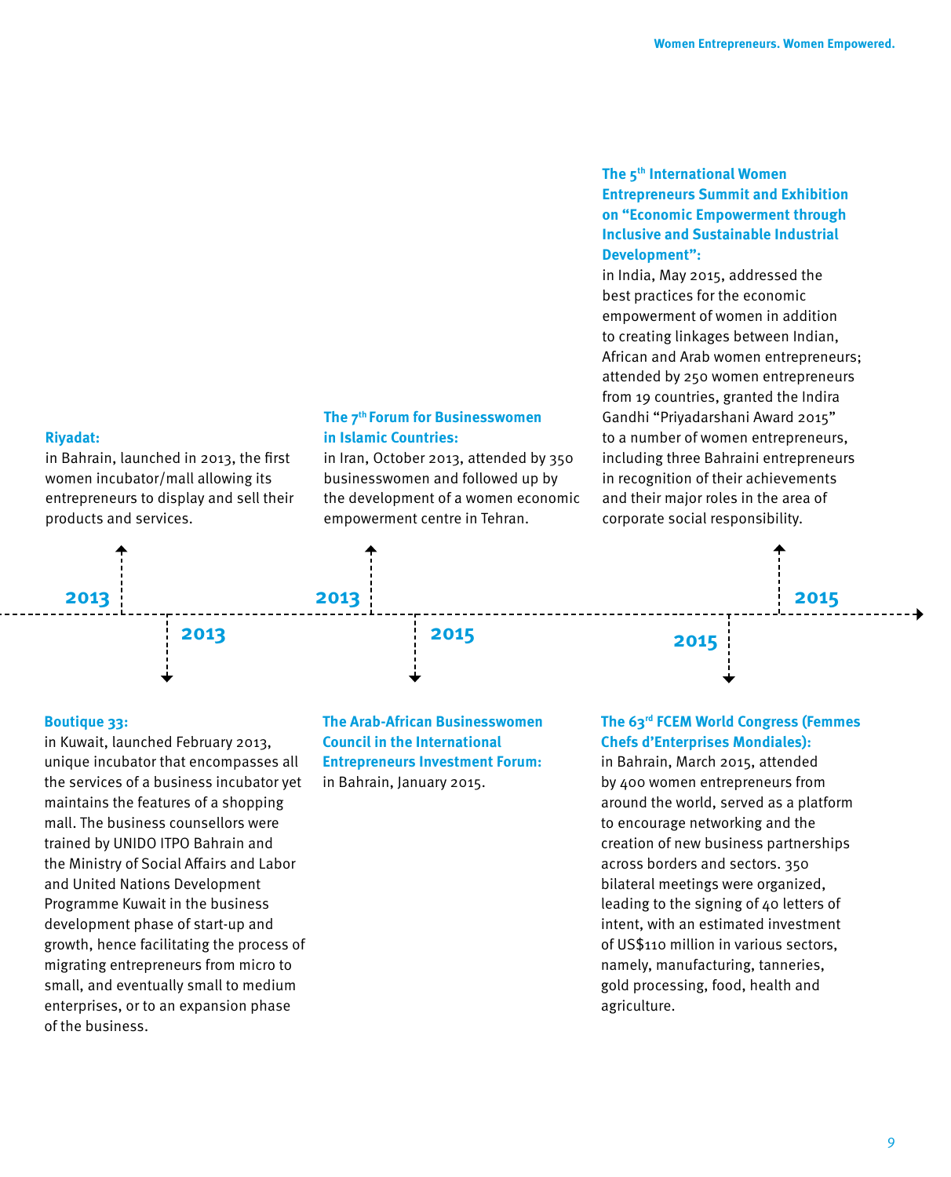**Riyadat:**
in Bahrain, launched in 2013, the first women incubator/mall allowing its entrepreneurs to display and sell their products and services.

2013

**Boutique 33:**
in Kuwait, launched February 2013, unique incubator that encompasses all the services of a business incubator yet maintains the features of a shopping mall. The business counsellors were trained by UNIDO ITPO Bahrain and the Ministry of Social Affairs and Labor and United Nations Development Programme Kuwait in the business development phase of start-up and growth, hence facilitating the process of migrating entrepreneurs from micro to small, and eventually small to medium enterprises, or to an expansion phase of the business.

2013

**The 7th Forum for Businesswomen in Islamic Countries:**
in Iran, October 2013, attended by 350 businesswomen and followed up by the development of a women economic empowerment centre in Tehran.

2013

**The Arab-African Businesswomen Council in the International Entrepreneurs Investment Forum:**
in Bahrain, January 2015.

2015

**The 63rd FCEM World Congress (Femmes Chefs d'Enterprises Mondiales):**
in Bahrain, March 2015, attended by 400 women entrepreneurs from around the world, served as a platform to encourage networking and the creation of new business partnerships across borders and sectors. 350 bilateral meetings were organized, leading to the signing of 40 letters of intent, with an estimated investment of US$110 million in various sectors, namely, manufacturing, tanneries, gold processing, food, health and agriculture.

2015

**The 5th International Women Entrepreneurs Summit and Exhibition on "Economic Empowerment through Inclusive and Sustainable Industrial Development":**
in India, May 2015, addressed the best practices for the economic empowerment of women in addition to creating linkages between Indian, African and Arab women entrepreneurs; attended by 250 women entrepreneurs from 19 countries, granted the Indira Gandhi "Priyadarshani Award 2015" to a number of women entrepreneurs, including three Bahraini entrepreneurs in recognition of their achievements and their major roles in the area of corporate social responsibility.

2015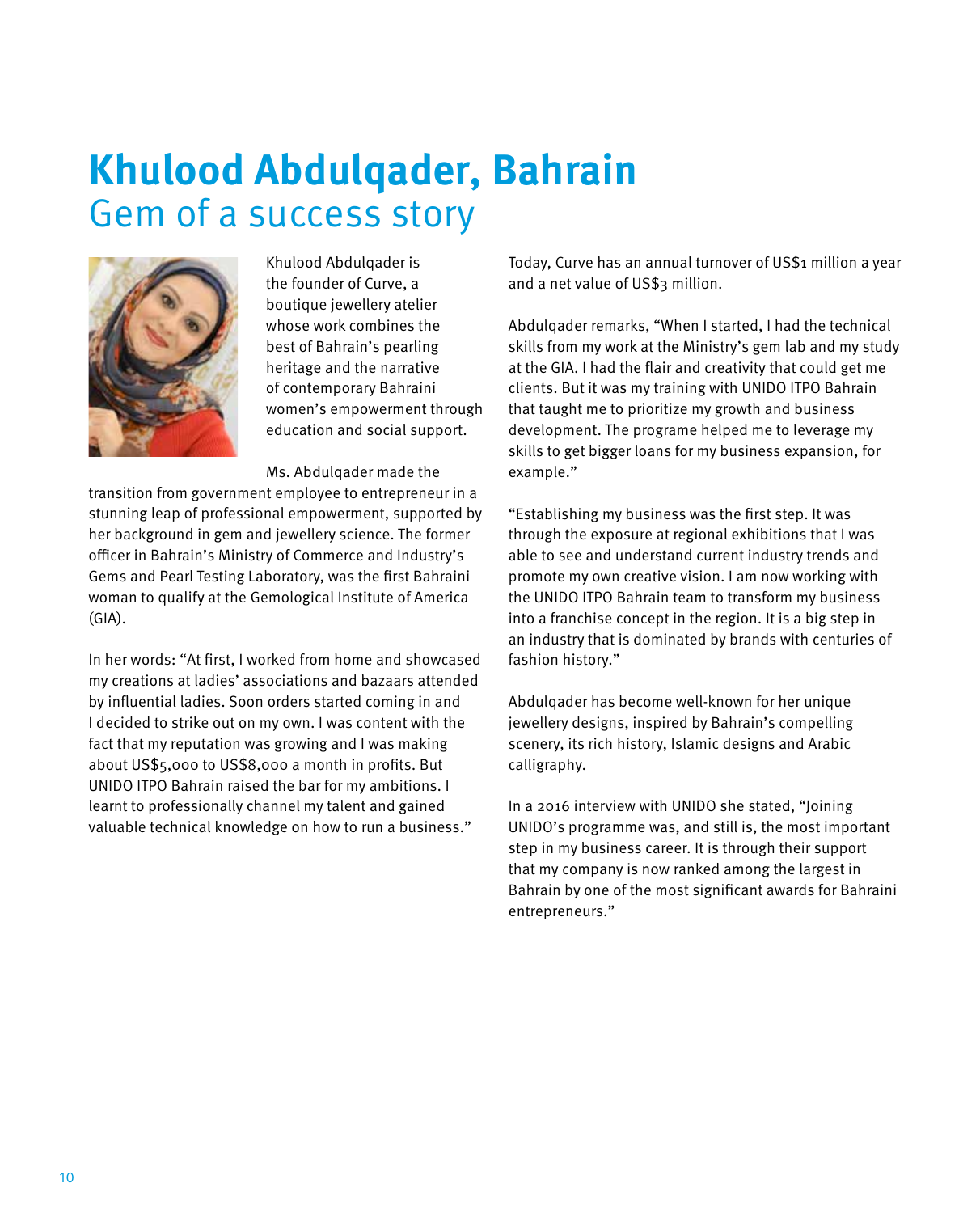# Khulood Abdulqader, Bahrain

## Gem of a success story

Khulood Abdulqader is the founder of Curve, a boutique jewellery atelier whose work combines the best of Bahrain's pearling heritage and the narrative of contemporary Bahraini women's empowerment through education and social support.

Ms. Abdulqader made the transition from government employee to entrepreneur in a stunning leap of professional empowerment, supported by her background in gem and jewellery science. The former officer in Bahrain's Ministry of Commerce and Industry's Gems and Pearl Testing Laboratory, was the first Bahraini woman to qualify at the Gemological Institute of America (GIA).

In her words: "At first, I worked from home and showcased my creations at ladies' associations and bazaars attended by influential ladies. Soon orders started coming in and I decided to strike out on my own. I was content with the fact that my reputation was growing and I was making about US$5,000 to US$8,000 a month in profits. But UNIDO ITPO Bahrain raised the bar for my ambitions. I learnt to professionally channel my talent and gained valuable technical knowledge on how to run a business."

Today, Curve has an annual turnover of US$1 million a year and a net value of US$3 million.

Abdulqader remarks, "When I started, I had the technical skills from my work at the Ministry's gem lab and my study at the GIA. I had the flair and creativity that could get me clients. But it was my training with UNIDO ITPO Bahrain that taught me to prioritize my growth and business development. The programe helped me to leverage my skills to get bigger loans for my business expansion, for example."

"Establishing my business was the first step. It was through the exposure at regional exhibitions that I was able to see and understand current industry trends and promote my own creative vision. I am now working with the UNIDO ITPO Bahrain team to transform my business into a franchise concept in the region. It is a big step in an industry that is dominated by brands with centuries of fashion history."

Abdulqader has become well-known for her unique jewellery designs, inspired by Bahrain's compelling scenery, its rich history, Islamic designs and Arabic calligraphy.

In a 2016 interview with UNIDO she stated, "Joining UNIDO's programme was, and still is, the most important step in my business career. It is through their support that my company is now ranked among the largest in Bahrain by one of the most significant awards for Bahraini entrepreneurs."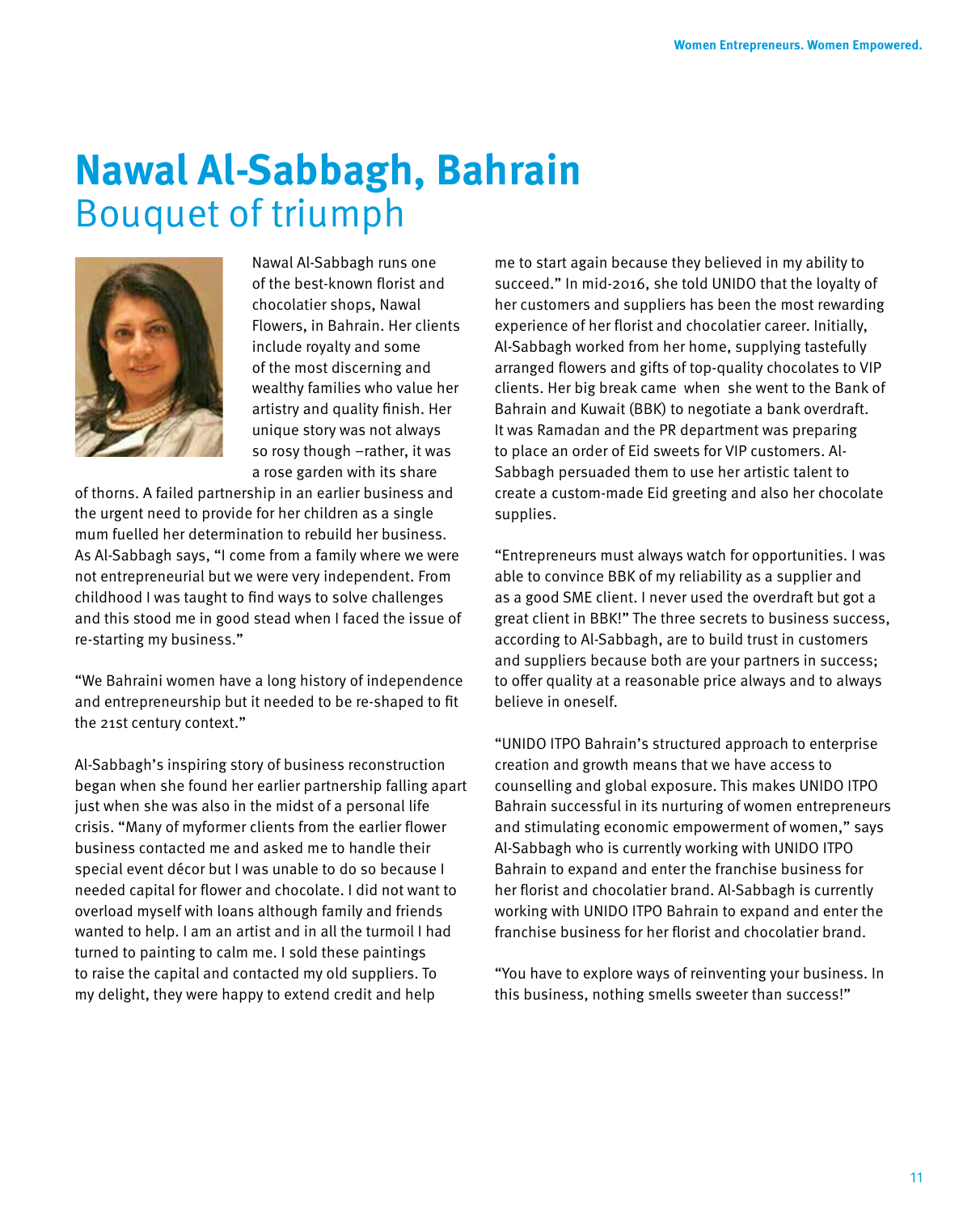# Nawal Al-Sabbagh, Bahrain
## Bouquet of triumph

Nawal Al-Sabbagh runs one of the best-known florist and chocolatier shops, Nawal Flowers, in Bahrain. Her clients include royalty and some of the most discerning and wealthy families who value her artistry and quality finish. Her unique story was not always so rosy though –rather, it was a rose garden with its share of thorns. A failed partnership in an earlier business and the urgent need to provide for her children as a single mum fuelled her determination to rebuild her business. As Al-Sabbagh says, "I come from a family where we were not entrepreneurial but we were very independent. From childhood I was taught to find ways to solve challenges and this stood me in good stead when I faced the issue of re-starting my business."

"We Bahraini women have a long history of independence and entrepreneurship but it needed to be re-shaped to fit the 21st century context."

Al-Sabbagh's inspiring story of business reconstruction began when she found her earlier partnership falling apart just when she was also in the midst of a personal life crisis. "Many of myformer clients from the earlier flower business contacted me and asked me to handle their special event décor but I was unable to do so because I needed capital for flower and chocolate. I did not want to overload myself with loans although family and friends wanted to help. I am an artist and in all the turmoil I had turned to painting to calm me. I sold these paintings to raise the capital and contacted my old suppliers. To my delight, they were happy to extend credit and help me to start again because they believed in my ability to succeed." In mid-2016, she told UNIDO that the loyalty of her customers and suppliers has been the most rewarding experience of her florist and chocolatier career. Initially, Al-Sabbagh worked from her home, supplying tastefully arranged flowers and gifts of top-quality chocolates to VIP clients. Her big break came when she went to the Bank of Bahrain and Kuwait (BBK) to negotiate a bank overdraft. It was Ramadan and the PR department was preparing to place an order of Eid sweets for VIP customers. Al-Sabbagh persuaded them to use her artistic talent to create a custom-made Eid greeting and also her chocolate supplies.

"Entrepreneurs must always watch for opportunities. I was able to convince BBK of my reliability as a supplier and as a good SME client. I never used the overdraft but got a great client in BBK!" The three secrets to business success, according to Al-Sabbagh, are to build trust in customers and suppliers because both are your partners in success; to offer quality at a reasonable price always and to always believe in oneself.

"UNIDO ITPO Bahrain's structured approach to enterprise creation and growth means that we have access to counselling and global exposure. This makes UNIDO ITPO Bahrain successful in its nurturing of women entrepreneurs and stimulating economic empowerment of women," says Al-Sabbagh who is currently working with UNIDO ITPO Bahrain to expand and enter the franchise business for her florist and chocolatier brand. Al-Sabbagh is currently working with UNIDO ITPO Bahrain to expand and enter the franchise business for her florist and chocolatier brand.

"You have to explore ways of reinventing your business. In this business, nothing smells sweeter than success!"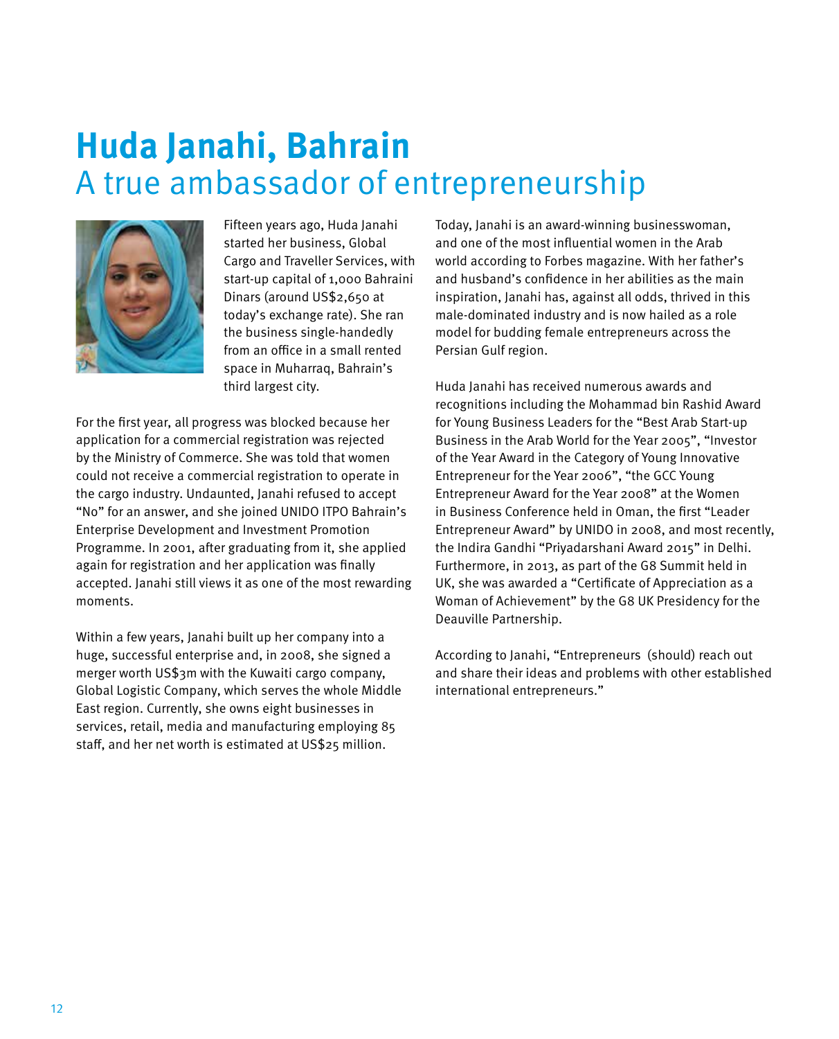# Huda Janahi, Bahrain

## A true ambassador of entrepreneurship

Fifteen years ago, Huda Janahi started her business, Global Cargo and Traveller Services, with start-up capital of 1,000 Bahraini Dinars (around US$2,650 at today's exchange rate). She ran the business single-handedly from an office in a small rented space in Muharraq, Bahrain's third largest city.

For the first year, all progress was blocked because her application for a commercial registration was rejected by the Ministry of Commerce. She was told that women could not receive a commercial registration to operate in the cargo industry. Undaunted, Janahi refused to accept "No" for an answer, and she joined UNIDO ITPO Bahrain's Enterprise Development and Investment Promotion Programme. In 2001, after graduating from it, she applied again for registration and her application was finally accepted. Janahi still views it as one of the most rewarding moments.

Within a few years, Janahi built up her company into a huge, successful enterprise and, in 2008, she signed a merger worth US$3m with the Kuwaiti cargo company, Global Logistic Company, which serves the whole Middle East region. Currently, she owns eight businesses in services, retail, media and manufacturing employing 85 staff, and her net worth is estimated at US$25 million.

Today, Janahi is an award-winning businesswoman, and one of the most influential women in the Arab world according to Forbes magazine. With her father's and husband's confidence in her abilities as the main inspiration, Janahi has, against all odds, thrived in this male-dominated industry and is now hailed as a role model for budding female entrepreneurs across the Persian Gulf region.

Huda Janahi has received numerous awards and recognitions including the Mohammad bin Rashid Award for Young Business Leaders for the "Best Arab Start-up Business in the Arab World for the Year 2005", "Investor of the Year Award in the Category of Young Innovative Entrepreneur for the Year 2006", "the GCC Young Entrepreneur Award for the Year 2008" at the Women in Business Conference held in Oman, the first "Leader Entrepreneur Award" by UNIDO in 2008, and most recently, the Indira Gandhi "Priyadarshani Award 2015" in Delhi. Furthermore, in 2013, as part of the G8 Summit held in UK, she was awarded a "Certificate of Appreciation as a Woman of Achievement" by the G8 UK Presidency for the Deauville Partnership.

According to Janahi, "Entrepreneurs (should) reach out and share their ideas and problems with other established international entrepreneurs."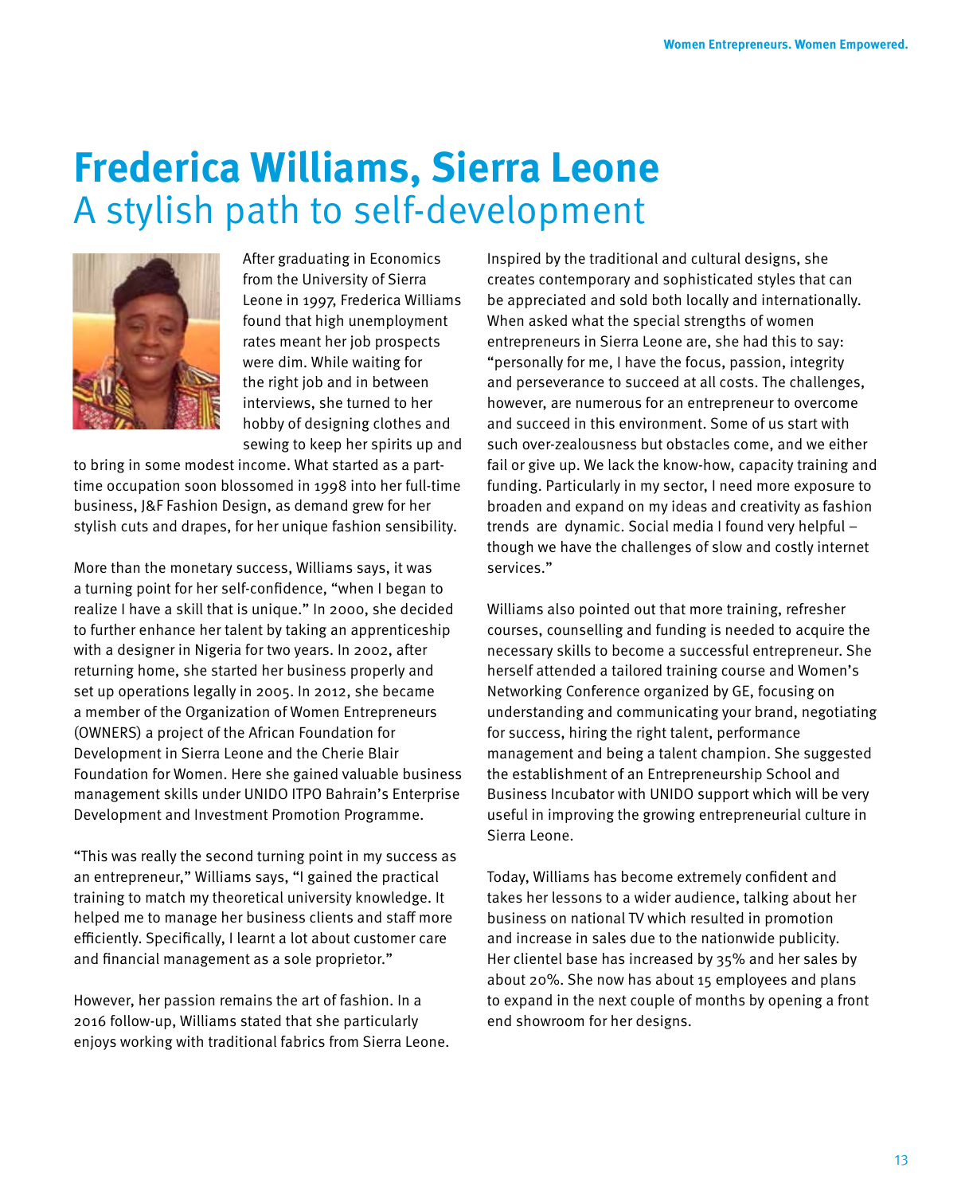# Frederica Williams, Sierra Leone

## A stylish path to self-development

After graduating in Economics from the University of Sierra Leone in 1997, Frederica Williams found that high unemployment rates meant her job prospects were dim. While waiting for the right job and in between interviews, she turned to her hobby of designing clothes and sewing to keep her spirits up and to bring in some modest income. What started as a part-time occupation soon blossomed in 1998 into her full-time business, J&F Fashion Design, as demand grew for her stylish cuts and drapes, for her unique fashion sensibility.

More than the monetary success, Williams says, it was a turning point for her self-confidence, "when I began to realize I have a skill that is unique." In 2000, she decided to further enhance her talent by taking an apprenticeship with a designer in Nigeria for two years. In 2002, after returning home, she started her business properly and set up operations legally in 2005. In 2012, she became a member of the Organization of Women Entrepreneurs (OWNERS) a project of the African Foundation for Development in Sierra Leone and the Cherie Blair Foundation for Women. Here she gained valuable business management skills under UNIDO ITPO Bahrain's Enterprise Development and Investment Promotion Programme.

"This was really the second turning point in my success as an entrepreneur," Williams says, "I gained the practical training to match my theoretical university knowledge. It helped me to manage her business clients and staff more efficiently. Specifically, I learnt a lot about customer care and financial management as a sole proprietor."

However, her passion remains the art of fashion. In a 2016 follow-up, Williams stated that she particularly enjoys working with traditional fabrics from Sierra Leone. Inspired by the traditional and cultural designs, she creates contemporary and sophisticated styles that can be appreciated and sold both locally and internationally. When asked what the special strengths of women entrepreneurs in Sierra Leone are, she had this to say: "personally for me, I have the focus, passion, integrity and perseverance to succeed at all costs. The challenges, however, are numerous for an entrepreneur to overcome and succeed in this environment. Some of us start with such over-zealousness but obstacles come, and we either fail or give up. We lack the know-how, capacity training and funding. Particularly in my sector, I need more exposure to broaden and expand on my ideas and creativity as fashion trends are dynamic. Social media I found very helpful – though we have the challenges of slow and costly internet services."

Williams also pointed out that more training, refresher courses, counselling and funding is needed to acquire the necessary skills to become a successful entrepreneur. She herself attended a tailored training course and Women's Networking Conference organized by GE, focusing on understanding and communicating your brand, negotiating for success, hiring the right talent, performance management and being a talent champion. She suggested the establishment of an Entrepreneurship School and Business Incubator with UNIDO support which will be very useful in improving the growing entrepreneurial culture in Sierra Leone.

Today, Williams has become extremely confident and takes her lessons to a wider audience, talking about her business on national TV which resulted in promotion and increase in sales due to the nationwide publicity. Her clientel base has increased by 35% and her sales by about 20%. She now has about 15 employees and plans to expand in the next couple of months by opening a front end showroom for her designs.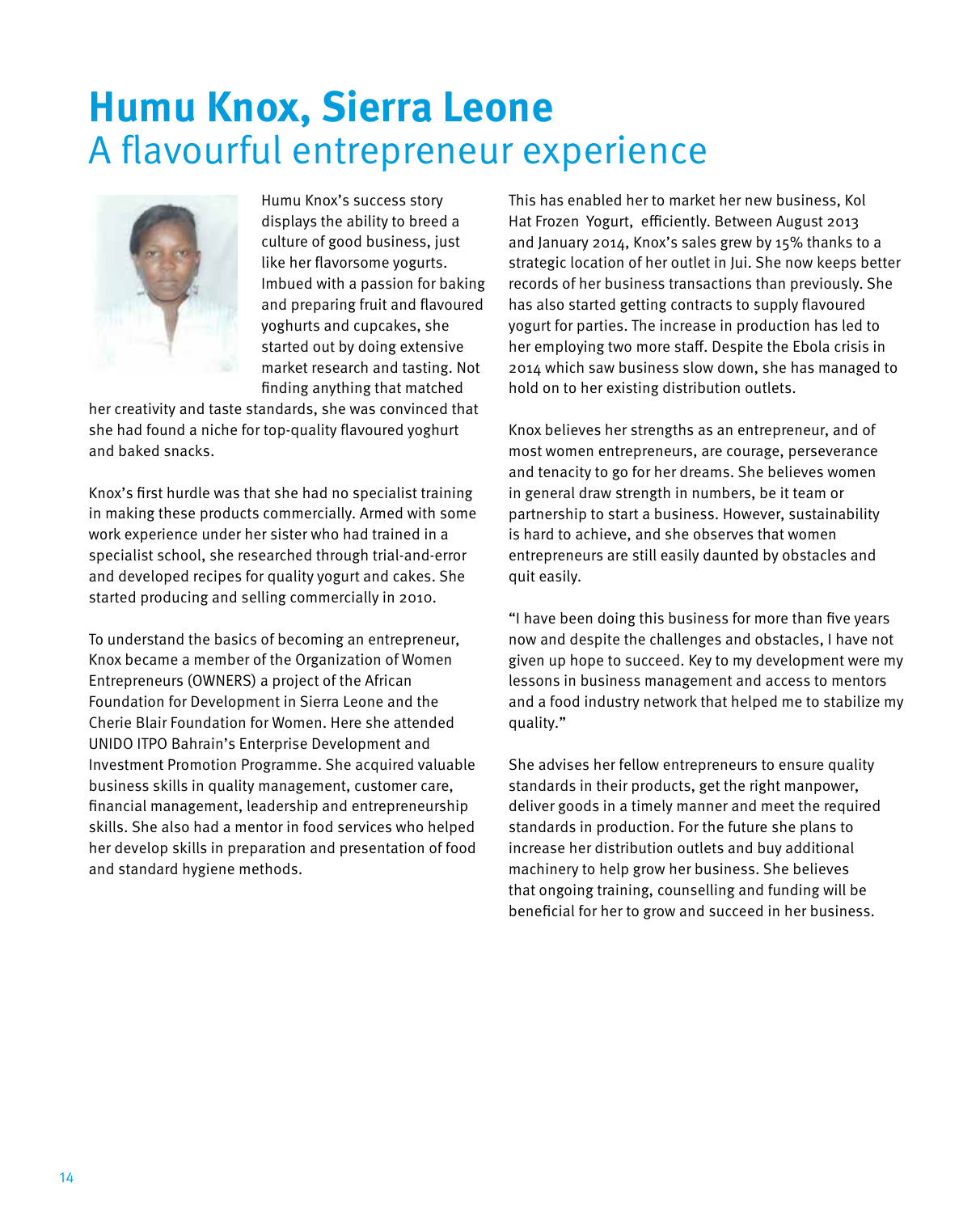# Humu Knox, Sierra Leone

## A flavourful entrepreneur experience

Humu Knox's success story displays the ability to breed a culture of good business, just like her flavorsome yogurts. Imbued with a passion for baking and preparing fruit and flavoured yoghurts and cupcakes, she started out by doing extensive market research and tasting. Not finding anything that matched her creativity and taste standards, she was convinced that she had found a niche for top-quality flavoured yoghurt and baked snacks.

Knox's first hurdle was that she had no specialist training in making these products commercially. Armed with some work experience under her sister who had trained in a specialist school, she researched through trial-and-error and developed recipes for quality yogurt and cakes. She started producing and selling commercially in 2010.

To understand the basics of becoming an entrepreneur, Knox became a member of the Organization of Women Entrepreneurs (OWNERS) a project of the African Foundation for Development in Sierra Leone and the Cherie Blair Foundation for Women. Here she attended UNIDO ITPO Bahrain's Enterprise Development and Investment Promotion Programme. She acquired valuable business skills in quality management, customer care, financial management, leadership and entrepreneurship skills. She also had a mentor in food services who helped her develop skills in preparation and presentation of food and standard hygiene methods.

This has enabled her to market her new business, Kol Hat Frozen Yogurt, efficiently. Between August 2013 and January 2014, Knox's sales grew by 15% thanks to a strategic location of her outlet in Jui. She now keeps better records of her business transactions than previously. She has also started getting contracts to supply flavoured yogurt for parties. The increase in production has led to her employing two more staff. Despite the Ebola crisis in 2014 which saw business slow down, she has managed to hold on to her existing distribution outlets.

Knox believes her strengths as an entrepreneur, and of most women entrepreneurs, are courage, perseverance and tenacity to go for her dreams. She believes women in general draw strength in numbers, be it team or partnership to start a business. However, sustainability is hard to achieve, and she observes that women entrepreneurs are still easily daunted by obstacles and quit easily.

"I have been doing this business for more than five years now and despite the challenges and obstacles, I have not given up hope to succeed. Key to my development were my lessons in business management and access to mentors and a food industry network that helped me to stabilize my quality."

She advises her fellow entrepreneurs to ensure quality standards in their products, get the right manpower, deliver goods in a timely manner and meet the required standards in production. For the future she plans to increase her distribution outlets and buy additional machinery to help grow her business. She believes that ongoing training, counselling and funding will be beneficial for her to grow and succeed in her business.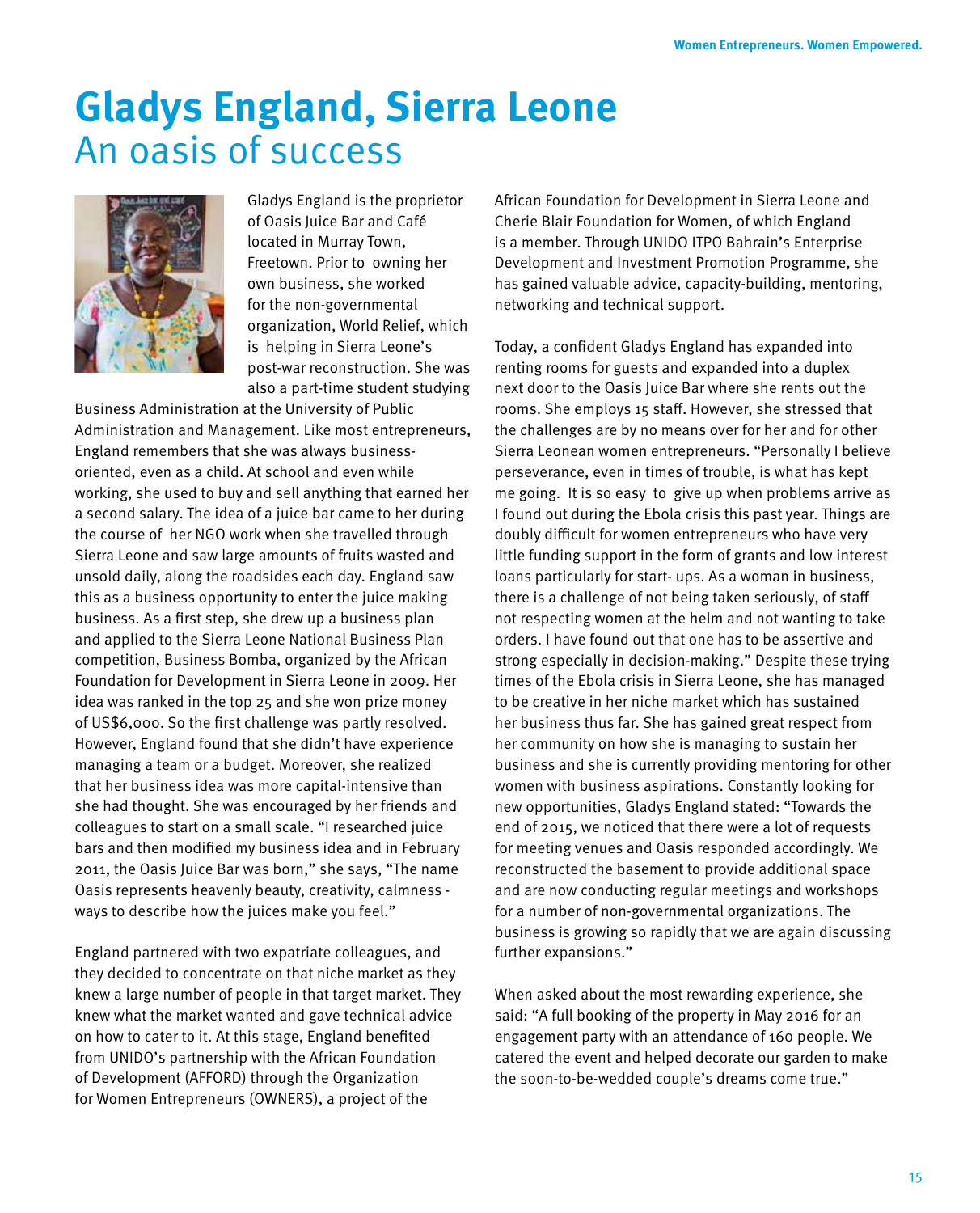# Gladys England, Sierra Leone
## An oasis of success

Gladys England is the proprietor of Oasis Juice Bar and Café located in Murray Town, Freetown. Prior to owning her own business, she worked for the non-governmental organization, World Relief, which is helping in Sierra Leone's post-war reconstruction. She was also a part-time student studying Business Administration at the University of Public Administration and Management. Like most entrepreneurs, England remembers that she was always business-oriented, even as a child. At school and even while working, she used to buy and sell anything that earned her a second salary. The idea of a juice bar came to her during the course of her NGO work when she travelled through Sierra Leone and saw large amounts of fruits wasted and unsold daily, along the roadsides each day. England saw this as a business opportunity to enter the juice making business. As a first step, she drew up a business plan and applied to the Sierra Leone National Business Plan competition, Business Bomba, organized by the African Foundation for Development in Sierra Leone in 2009. Her idea was ranked in the top 25 and she won prize money of US$6,000. So the first challenge was partly resolved. However, England found that she didn't have experience managing a team or a budget. Moreover, she realized that her business idea was more capital-intensive than she had thought. She was encouraged by her friends and colleagues to start on a small scale. "I researched juice bars and then modified my business idea and in February 2011, the Oasis Juice Bar was born," she says, "The name Oasis represents heavenly beauty, creativity, calmness - ways to describe how the juices make you feel."

England partnered with two expatriate colleagues, and they decided to concentrate on that niche market as they knew a large number of people in that target market. They knew what the market wanted and gave technical advice on how to cater to it. At this stage, England benefited from UNIDO's partnership with the African Foundation of Development (AFFORD) through the Organization for Women Entrepreneurs (OWNERS), a project of the African Foundation for Development in Sierra Leone and Cherie Blair Foundation for Women, of which England is a member. Through UNIDO ITPO Bahrain's Enterprise Development and Investment Promotion Programme, she has gained valuable advice, capacity-building, mentoring, networking and technical support.

Today, a confident Gladys England has expanded into renting rooms for guests and expanded into a duplex next door to the Oasis Juice Bar where she rents out the rooms. She employs 15 staff. However, she stressed that the challenges are by no means over for her and for other Sierra Leonean women entrepreneurs. "Personally I believe perseverance, even in times of trouble, is what has kept me going. It is so easy to give up when problems arrive as I found out during the Ebola crisis this past year. Things are doubly difficult for women entrepreneurs who have very little funding support in the form of grants and low interest loans particularly for start- ups. As a woman in business, there is a challenge of not being taken seriously, of staff not respecting women at the helm and not wanting to take orders. I have found out that one has to be assertive and strong especially in decision-making." Despite these trying times of the Ebola crisis in Sierra Leone, she has managed to be creative in her niche market which has sustained her business thus far. She has gained great respect from her community on how she is managing to sustain her business and she is currently providing mentoring for other women with business aspirations. Constantly looking for new opportunities, Gladys England stated: "Towards the end of 2015, we noticed that there were a lot of requests for meeting venues and Oasis responded accordingly. We reconstructed the basement to provide additional space and are now conducting regular meetings and workshops for a number of non-governmental organizations. The business is growing so rapidly that we are again discussing further expansions."

When asked about the most rewarding experience, she said: "A full booking of the property in May 2016 for an engagement party with an attendance of 160 people. We catered the event and helped decorate our garden to make the soon-to-be-wedded couple's dreams come true."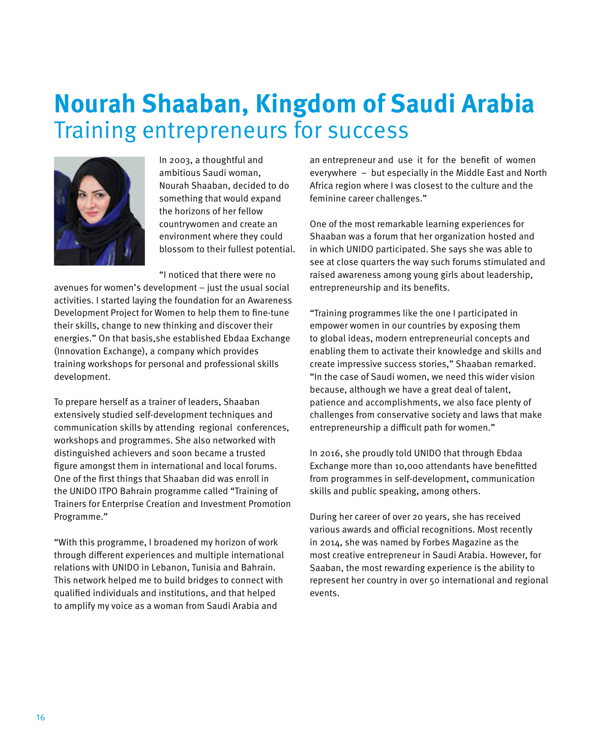# Nourah Shaaban, Kingdom of Saudi Arabia
## Training entrepreneurs for success

In 2003, a thoughtful and ambitious Saudi woman, Nourah Shaaban, decided to do something that would expand the horizons of her fellow countrywomen and create an environment where they could blossom to their fullest potential.

"I noticed that there were no avenues for women's development – just the usual social activities. I started laying the foundation for an Awareness Development Project for Women to help them to fine-tune their skills, change to new thinking and discover their energies." On that basis,she established Ebdaa Exchange (Innovation Exchange), a company which provides training workshops for personal and professional skills development.

To prepare herself as a trainer of leaders, Shaaban extensively studied self-development techniques and communication skills by attending regional conferences, workshops and programmes. She also networked with distinguished achievers and soon became a trusted figure amongst them in international and local forums. One of the first things that Shaaban did was enroll in the UNIDO ITPO Bahrain programme called "Training of Trainers for Enterprise Creation and Investment Promotion Programme."

"With this programme, I broadened my horizon of work through different experiences and multiple international relations with UNIDO in Lebanon, Tunisia and Bahrain. This network helped me to build bridges to connect with qualified individuals and institutions, and that helped to amplify my voice as a woman from Saudi Arabia and an entrepreneur and use it for the benefit of women everywhere – but especially in the Middle East and North Africa region where I was closest to the culture and the feminine career challenges."

One of the most remarkable learning experiences for Shaaban was a forum that her organization hosted and in which UNIDO participated. She says she was able to see at close quarters the way such forums stimulated and raised awareness among young girls about leadership, entrepreneurship and its benefits.

"Training programmes like the one I participated in empower women in our countries by exposing them to global ideas, modern entrepreneurial concepts and enabling them to activate their knowledge and skills and create impressive success stories," Shaaban remarked. "In the case of Saudi women, we need this wider vision because, although we have a great deal of talent, patience and accomplishments, we also face plenty of challenges from conservative society and laws that make entrepreneurship a difficult path for women."

In 2016, she proudly told UNIDO that through Ebdaa Exchange more than 10,000 attendants have benefitted from programmes in self-development, communication skills and public speaking, among others.

During her career of over 20 years, she has received various awards and official recognitions. Most recently in 2014, she was named by Forbes Magazine as the most creative entrepreneur in Saudi Arabia. However, for Saaban, the most rewarding experience is the ability to represent her country in over 50 international and regional events.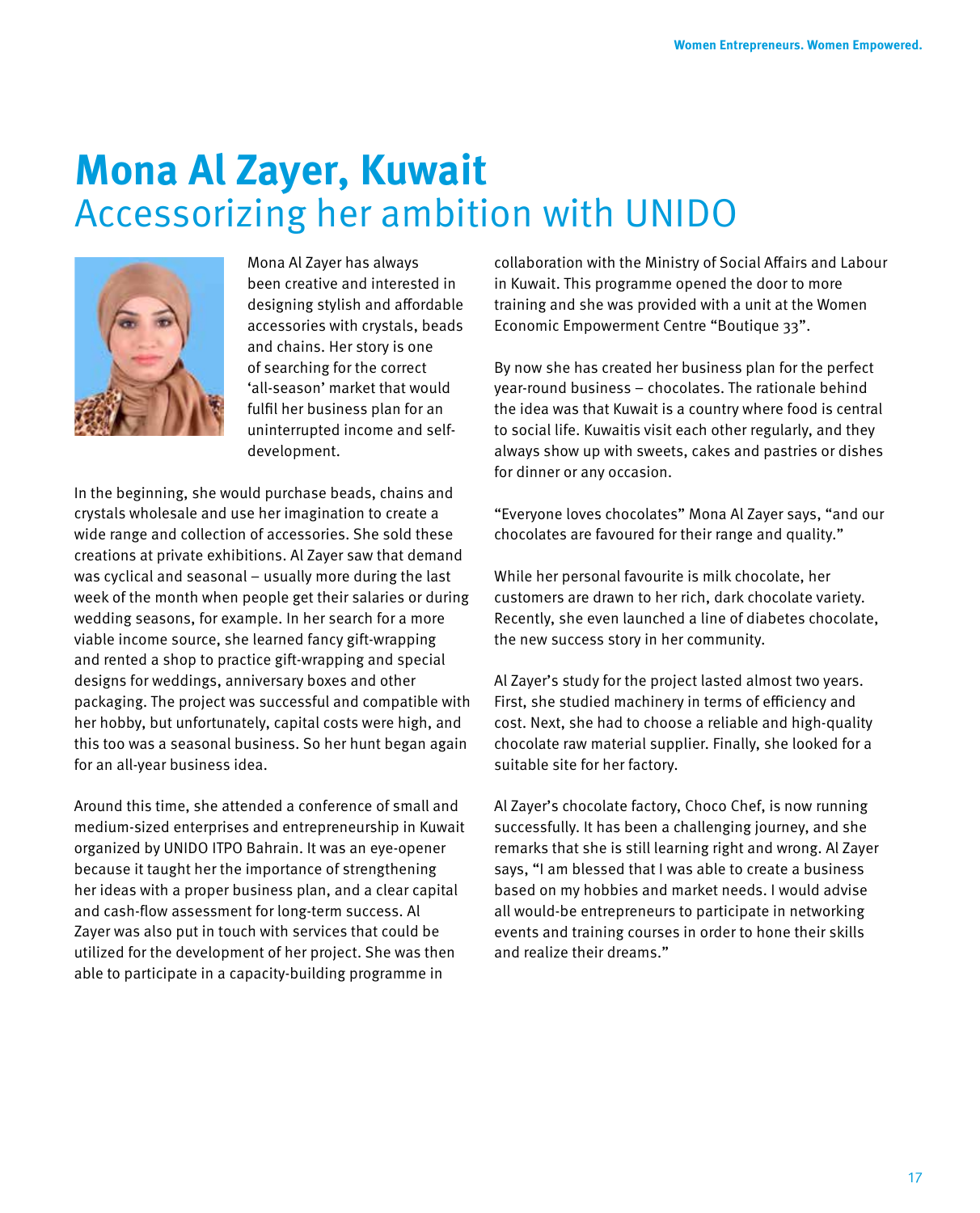# Mona Al Zayer, Kuwait

## Accessorizing her ambition with UNIDO

Mona Al Zayer has always been creative and interested in designing stylish and affordable accessories with crystals, beads and chains. Her story is one of searching for the correct 'all-season' market that would fulfil her business plan for an uninterrupted income and self-development.

In the beginning, she would purchase beads, chains and crystals wholesale and use her imagination to create a wide range and collection of accessories. She sold these creations at private exhibitions. Al Zayer saw that demand was cyclical and seasonal – usually more during the last week of the month when people get their salaries or during wedding seasons, for example. In her search for a more viable income source, she learned fancy gift-wrapping and rented a shop to practice gift-wrapping and special designs for weddings, anniversary boxes and other packaging. The project was successful and compatible with her hobby, but unfortunately, capital costs were high, and this too was a seasonal business. So her hunt began again for an all-year business idea.

Around this time, she attended a conference of small and medium-sized enterprises and entrepreneurship in Kuwait organized by UNIDO ITPO Bahrain. It was an eye-opener because it taught her the importance of strengthening her ideas with a proper business plan, and a clear capital and cash-flow assessment for long-term success. Al Zayer was also put in touch with services that could be utilized for the development of her project. She was then able to participate in a capacity-building programme in collaboration with the Ministry of Social Affairs and Labour in Kuwait. This programme opened the door to more training and she was provided with a unit at the Women Economic Empowerment Centre "Boutique 33".

By now she has created her business plan for the perfect year-round business – chocolates. The rationale behind the idea was that Kuwait is a country where food is central to social life. Kuwaitis visit each other regularly, and they always show up with sweets, cakes and pastries or dishes for dinner or any occasion.

"Everyone loves chocolates" Mona Al Zayer says, "and our chocolates are favoured for their range and quality."

While her personal favourite is milk chocolate, her customers are drawn to her rich, dark chocolate variety. Recently, she even launched a line of diabetes chocolate, the new success story in her community.

Al Zayer's study for the project lasted almost two years. First, she studied machinery in terms of efficiency and cost. Next, she had to choose a reliable and high-quality chocolate raw material supplier. Finally, she looked for a suitable site for her factory.

Al Zayer's chocolate factory, Choco Chef, is now running successfully. It has been a challenging journey, and she remarks that she is still learning right and wrong. Al Zayer says, "I am blessed that I was able to create a business based on my hobbies and market needs. I would advise all would-be entrepreneurs to participate in networking events and training courses in order to hone their skills and realize their dreams."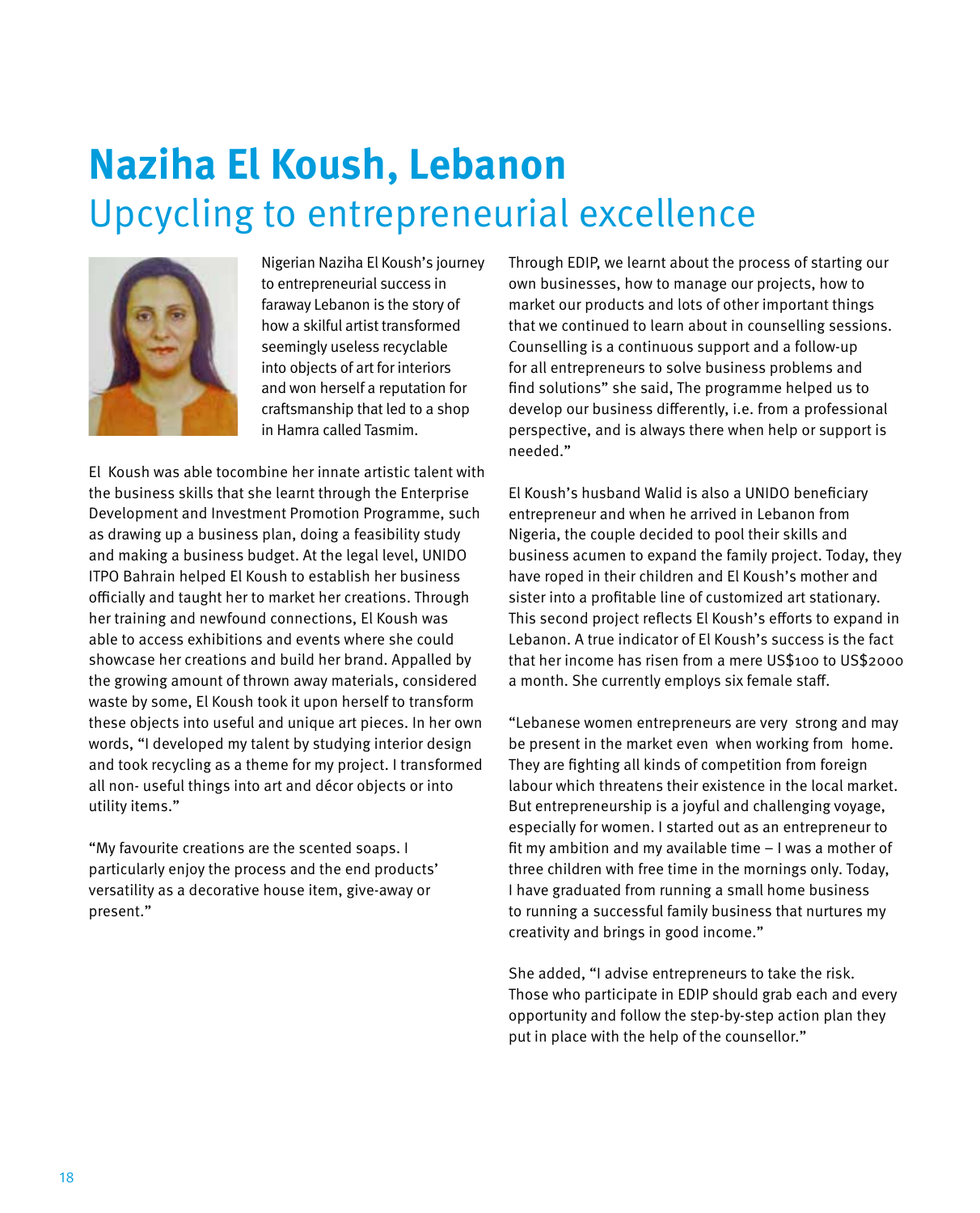# Naziha El Koush, Lebanon

## Upcycling to entrepreneurial excellence

Nigerian Naziha El Koush's journey to entrepreneurial success in faraway Lebanon is the story of how a skilful artist transformed seemingly useless recyclable into objects of art for interiors and won herself a reputation for craftsmanship that led to a shop in Hamra called Tasmim.

El Koush was able tocombine her innate artistic talent with the business skills that she learnt through the Enterprise Development and Investment Promotion Programme, such as drawing up a business plan, doing a feasibility study and making a business budget. At the legal level, UNIDO ITPO Bahrain helped El Koush to establish her business officially and taught her to market her creations. Through her training and newfound connections, El Koush was able to access exhibitions and events where she could showcase her creations and build her brand. Appalled by the growing amount of thrown away materials, considered waste by some, El Koush took it upon herself to transform these objects into useful and unique art pieces. In her own words, "I developed my talent by studying interior design and took recycling as a theme for my project. I transformed all non- useful things into art and décor objects or into utility items."

"My favourite creations are the scented soaps. I particularly enjoy the process and the end products' versatility as a decorative house item, give-away or present."

Through EDIP, we learnt about the process of starting our own businesses, how to manage our projects, how to market our products and lots of other important things that we continued to learn about in counselling sessions. Counselling is a continuous support and a follow-up for all entrepreneurs to solve business problems and find solutions" she said, The programme helped us to develop our business differently, i.e. from a professional perspective, and is always there when help or support is needed."

El Koush's husband Walid is also a UNIDO beneficiary entrepreneur and when he arrived in Lebanon from Nigeria, the couple decided to pool their skills and business acumen to expand the family project. Today, they have roped in their children and El Koush's mother and sister into a profitable line of customized art stationary. This second project reflects El Koush's efforts to expand in Lebanon. A true indicator of El Koush's success is the fact that her income has risen from a mere US$100 to US$2000 a month. She currently employs six female staff.

"Lebanese women entrepreneurs are very strong and may be present in the market even when working from home. They are fighting all kinds of competition from foreign labour which threatens their existence in the local market. But entrepreneurship is a joyful and challenging voyage, especially for women. I started out as an entrepreneur to fit my ambition and my available time – I was a mother of three children with free time in the mornings only. Today, I have graduated from running a small home business to running a successful family business that nurtures my creativity and brings in good income."

She added, "I advise entrepreneurs to take the risk. Those who participate in EDIP should grab each and every opportunity and follow the step-by-step action plan they put in place with the help of the counsellor."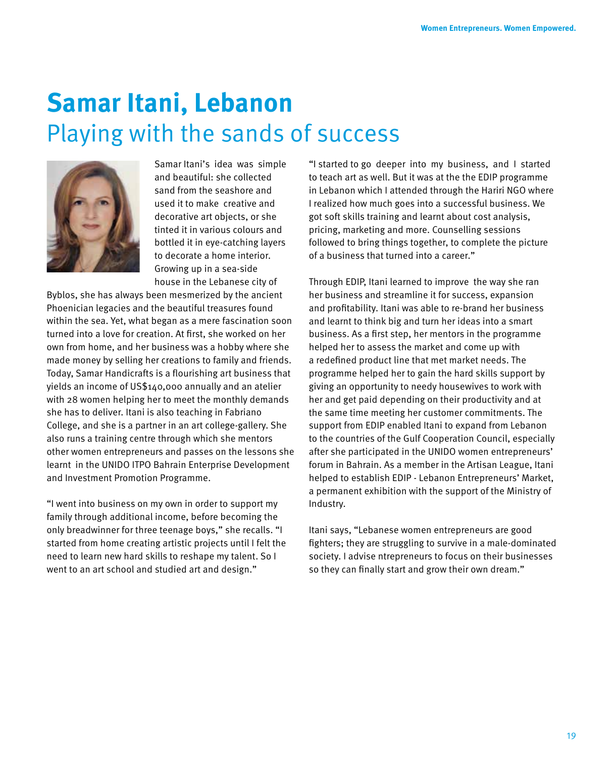# Samar Itani, Lebanon

## Playing with the sands of success

Samar Itani's idea was simple and beautiful: she collected sand from the seashore and used it to make creative and decorative art objects, or she tinted it in various colours and bottled it in eye-catching layers to decorate a home interior. Growing up in a sea-side house in the Lebanese city of Byblos, she has always been mesmerized by the ancient Phoenician legacies and the beautiful treasures found within the sea. Yet, what began as a mere fascination soon turned into a love for creation. At first, she worked on her own from home, and her business was a hobby where she made money by selling her creations to family and friends. Today, Samar Handicrafts is a flourishing art business that yields an income of US$140,000 annually and an atelier with 28 women helping her to meet the monthly demands she has to deliver. Itani is also teaching in Fabriano College, and she is a partner in an art college-gallery. She also runs a training centre through which she mentors other women entrepreneurs and passes on the lessons she learnt in the UNIDO ITPO Bahrain Enterprise Development and Investment Promotion Programme.

"I went into business on my own in order to support my family through additional income, before becoming the only breadwinner for three teenage boys," she recalls. "I started from home creating artistic projects until I felt the need to learn new hard skills to reshape my talent. So I went to an art school and studied art and design."

"I started to go deeper into my business, and I started to teach art as well. But it was at the the EDIP programme in Lebanon which I attended through the Hariri NGO where I realized how much goes into a successful business. We got soft skills training and learnt about cost analysis, pricing, marketing and more. Counselling sessions followed to bring things together, to complete the picture of a business that turned into a career."

Through EDIP, Itani learned to improve the way she ran her business and streamline it for success, expansion and profitability. Itani was able to re-brand her business and learnt to think big and turn her ideas into a smart business. As a first step, her mentors in the programme helped her to assess the market and come up with a redefined product line that met market needs. The programme helped her to gain the hard skills support by giving an opportunity to needy housewives to work with her and get paid depending on their productivity and at the same time meeting her customer commitments. The support from EDIP enabled Itani to expand from Lebanon to the countries of the Gulf Cooperation Council, especially after she participated in the UNIDO women entrepreneurs' forum in Bahrain. As a member in the Artisan League, Itani helped to establish EDIP - Lebanon Entrepreneurs' Market, a permanent exhibition with the support of the Ministry of Industry.

Itani says, "Lebanese women entrepreneurs are good fighters; they are struggling to survive in a male-dominated society. I advise ntrepreneurs to focus on their businesses so they can finally start and grow their own dream."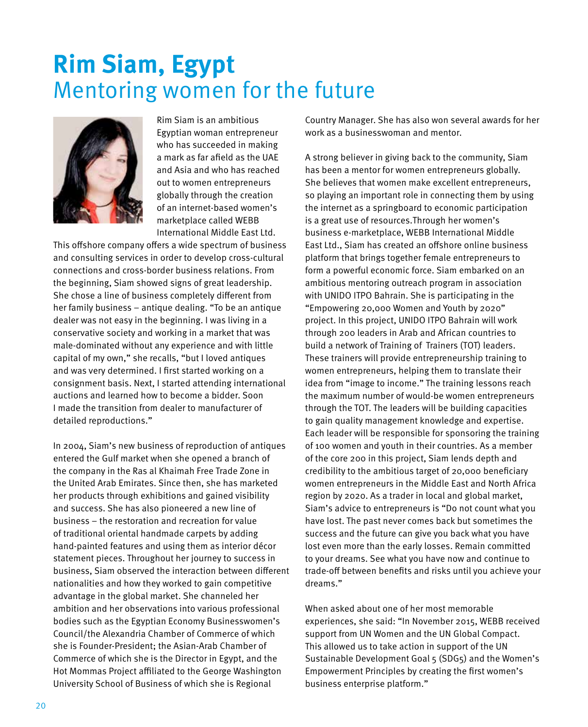# Rim Siam, Egypt
## Mentoring women for the future

Rim Siam is an ambitious Egyptian woman entrepreneur who has succeeded in making a mark as far afield as the UAE and Asia and who has reached out to women entrepreneurs globally through the creation of an internet-based women's marketplace called WEBB International Middle East Ltd. This offshore company offers a wide spectrum of business and consulting services in order to develop cross-cultural connections and cross-border business relations. From the beginning, Siam showed signs of great leadership. She chose a line of business completely different from her family business – antique dealing. "To be an antique dealer was not easy in the beginning. I was living in a conservative society and working in a market that was male-dominated without any experience and with little capital of my own," she recalls, "but I loved antiques and was very determined. I first started working on a consignment basis. Next, I started attending international auctions and learned how to become a bidder. Soon I made the transition from dealer to manufacturer of detailed reproductions."

In 2004, Siam's new business of reproduction of antiques entered the Gulf market when she opened a branch of the company in the Ras al Khaimah Free Trade Zone in the United Arab Emirates. Since then, she has marketed her products through exhibitions and gained visibility and success. She has also pioneered a new line of business – the restoration and recreation for value of traditional oriental handmade carpets by adding hand-painted features and using them as interior décor statement pieces. Throughout her journey to success in business, Siam observed the interaction between different nationalities and how they worked to gain competitive advantage in the global market. She channeled her ambition and her observations into various professional bodies such as the Egyptian Economy Businesswomen's Council/the Alexandria Chamber of Commerce of which she is Founder-President; the Asian-Arab Chamber of Commerce of which she is the Director in Egypt, and the Hot Mommas Project affiliated to the George Washington University School of Business of which she is Regional Country Manager. She has also won several awards for her work as a businesswoman and mentor.

A strong believer in giving back to the community, Siam has been a mentor for women entrepreneurs globally. She believes that women make excellent entrepreneurs, so playing an important role in connecting them by using the internet as a springboard to economic participation is a great use of resources.Through her women's business e-marketplace, WEBB International Middle East Ltd., Siam has created an offshore online business platform that brings together female entrepreneurs to form a powerful economic force. Siam embarked on an ambitious mentoring outreach program in association with UNIDO ITPO Bahrain. She is participating in the "Empowering 20,000 Women and Youth by 2020" project. In this project, UNIDO ITPO Bahrain will work through 200 leaders in Arab and African countries to build a network of Training of Trainers (TOT) leaders. These trainers will provide entrepreneurship training to women entrepreneurs, helping them to translate their idea from "image to income." The training lessons reach the maximum number of would-be women entrepreneurs through the TOT. The leaders will be building capacities to gain quality management knowledge and expertise. Each leader will be responsible for sponsoring the training of 100 women and youth in their countries. As a member of the core 200 in this project, Siam lends depth and credibility to the ambitious target of 20,000 beneficiary women entrepreneurs in the Middle East and North Africa region by 2020. As a trader in local and global market, Siam's advice to entrepreneurs is "Do not count what you have lost. The past never comes back but sometimes the success and the future can give you back what you have lost even more than the early losses. Remain committed to your dreams. See what you have now and continue to trade-off between benefits and risks until you achieve your dreams."

When asked about one of her most memorable experiences, she said: "In November 2015, WEBB received support from UN Women and the UN Global Compact. This allowed us to take action in support of the UN Sustainable Development Goal 5 (SDG5) and the Women's Empowerment Principles by creating the first women's business enterprise platform."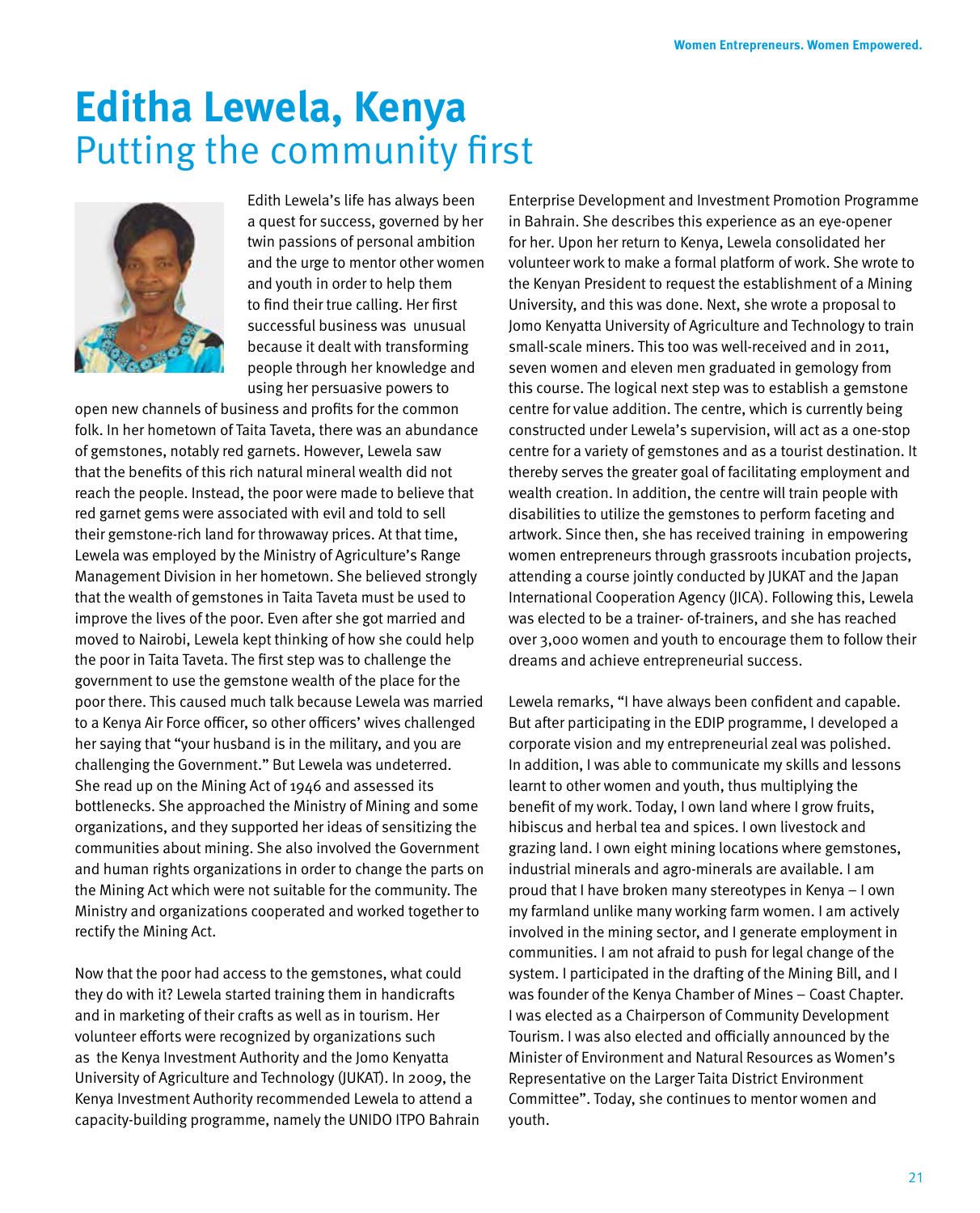# Editha Lewela, Kenya
## Putting the community first

Edith Lewela's life has always been a quest for success, governed by her twin passions of personal ambition and the urge to mentor other women and youth in order to help them to find their true calling. Her first successful business was unusual because it dealt with transforming people through her knowledge and using her persuasive powers to open new channels of business and profits for the common folk. In her hometown of Taita Taveta, there was an abundance of gemstones, notably red garnets. However, Lewela saw that the benefits of this rich natural mineral wealth did not reach the people. Instead, the poor were made to believe that red garnet gems were associated with evil and told to sell their gemstone-rich land for throwaway prices. At that time, Lewela was employed by the Ministry of Agriculture's Range Management Division in her hometown. She believed strongly that the wealth of gemstones in Taita Taveta must be used to improve the lives of the poor. Even after she got married and moved to Nairobi, Lewela kept thinking of how she could help the poor in Taita Taveta. The first step was to challenge the government to use the gemstone wealth of the place for the poor there. This caused much talk because Lewela was married to a Kenya Air Force officer, so other officers' wives challenged her saying that "your husband is in the military, and you are challenging the Government." But Lewela was undeterred. She read up on the Mining Act of 1946 and assessed its bottlenecks. She approached the Ministry of Mining and some organizations, and they supported her ideas of sensitizing the communities about mining. She also involved the Government and human rights organizations in order to change the parts on the Mining Act which were not suitable for the community. The Ministry and organizations cooperated and worked together to rectify the Mining Act.

Now that the poor had access to the gemstones, what could they do with it? Lewela started training them in handicrafts and in marketing of their crafts as well as in tourism. Her volunteer efforts were recognized by organizations such as the Kenya Investment Authority and the Jomo Kenyatta University of Agriculture and Technology (JUKAT). In 2009, the Kenya Investment Authority recommended Lewela to attend a capacity-building programme, namely the UNIDO ITPO Bahrain Enterprise Development and Investment Promotion Programme in Bahrain. She describes this experience as an eye-opener for her. Upon her return to Kenya, Lewela consolidated her volunteer work to make a formal platform of work. She wrote to the Kenyan President to request the establishment of a Mining University, and this was done. Next, she wrote a proposal to Jomo Kenyatta University of Agriculture and Technology to train small-scale miners. This too was well-received and in 2011, seven women and eleven men graduated in gemology from this course. The logical next step was to establish a gemstone centre for value addition. The centre, which is currently being constructed under Lewela's supervision, will act as a one-stop centre for a variety of gemstones and as a tourist destination. It thereby serves the greater goal of facilitating employment and wealth creation. In addition, the centre will train people with disabilities to utilize the gemstones to perform faceting and artwork. Since then, she has received training in empowering women entrepreneurs through grassroots incubation projects, attending a course jointly conducted by JUKAT and the Japan International Cooperation Agency (JICA). Following this, Lewela was elected to be a trainer- of-trainers, and she has reached over 3,000 women and youth to encourage them to follow their dreams and achieve entrepreneurial success.

Lewela remarks, "I have always been confident and capable. But after participating in the EDIP programme, I developed a corporate vision and my entrepreneurial zeal was polished. In addition, I was able to communicate my skills and lessons learnt to other women and youth, thus multiplying the benefit of my work. Today, I own land where I grow fruits, hibiscus and herbal tea and spices. I own livestock and grazing land. I own eight mining locations where gemstones, industrial minerals and agro-minerals are available. I am proud that I have broken many stereotypes in Kenya – I own my farmland unlike many working farm women. I am actively involved in the mining sector, and I generate employment in communities. I am not afraid to push for legal change of the system. I participated in the drafting of the Mining Bill, and I was founder of the Kenya Chamber of Mines – Coast Chapter. I was elected as a Chairperson of Community Development Tourism. I was also elected and officially announced by the Minister of Environment and Natural Resources as Women's Representative on the Larger Taita District Environment Committee". Today, she continues to mentor women and youth.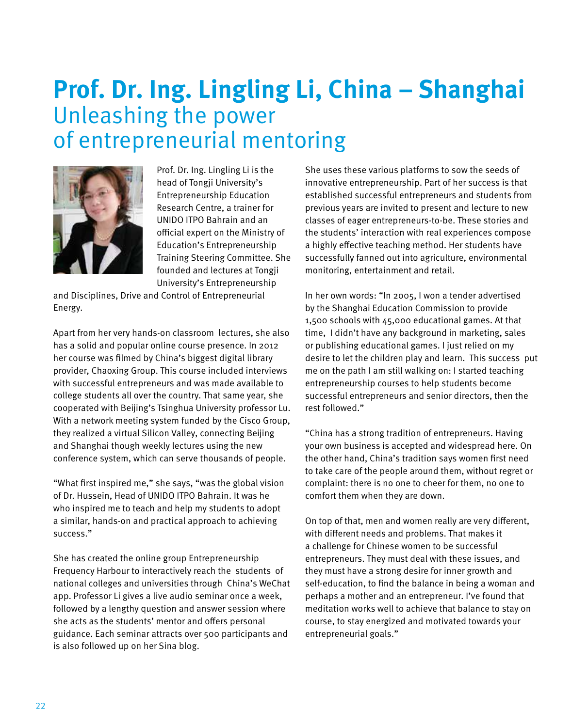# Prof. Dr. Ing. Lingling Li, China – Shanghai
## Unleashing the power of entrepreneurial mentoring

Prof. Dr. Ing. Lingling Li is the head of Tongji University's Entrepreneurship Education Research Centre, a trainer for UNIDO ITPO Bahrain and an official expert on the Ministry of Education's Entrepreneurship Training Steering Committee. She founded and lectures at Tongji University's Entrepreneurship and Disciplines, Drive and Control of Entrepreneurial Energy.

Apart from her very hands-on classroom lectures, she also has a solid and popular online course presence. In 2012 her course was filmed by China's biggest digital library provider, Chaoxing Group. This course included interviews with successful entrepreneurs and was made available to college students all over the country. That same year, she cooperated with Beijing's Tsinghua University professor Lu. With a network meeting system funded by the Cisco Group, they realized a virtual Silicon Valley, connecting Beijing and Shanghai though weekly lectures using the new conference system, which can serve thousands of people.

"What first inspired me," she says, "was the global vision of Dr. Hussein, Head of UNIDO ITPO Bahrain. It was he who inspired me to teach and help my students to adopt a similar, hands-on and practical approach to achieving success."

She has created the online group Entrepreneurship Frequency Harbour to interactively reach the students of national colleges and universities through China's WeChat app. Professor Li gives a live audio seminar once a week, followed by a lengthy question and answer session where she acts as the students' mentor and offers personal guidance. Each seminar attracts over 500 participants and is also followed up on her Sina blog.

She uses these various platforms to sow the seeds of innovative entrepreneurship. Part of her success is that established successful entrepreneurs and students from previous years are invited to present and lecture to new classes of eager entrepreneurs-to-be. These stories and the students' interaction with real experiences compose a highly effective teaching method. Her students have successfully fanned out into agriculture, environmental monitoring, entertainment and retail.

In her own words: "In 2005, I won a tender advertised by the Shanghai Education Commission to provide 1,500 schools with 45,000 educational games. At that time, I didn't have any background in marketing, sales or publishing educational games. I just relied on my desire to let the children play and learn. This success put me on the path I am still walking on: I started teaching entrepreneurship courses to help students become successful entrepreneurs and senior directors, then the rest followed."

"China has a strong tradition of entrepreneurs. Having your own business is accepted and widespread here. On the other hand, China's tradition says women first need to take care of the people around them, without regret or complaint: there is no one to cheer for them, no one to comfort them when they are down.

On top of that, men and women really are very different, with different needs and problems. That makes it a challenge for Chinese women to be successful entrepreneurs. They must deal with these issues, and they must have a strong desire for inner growth and self-education, to find the balance in being a woman and perhaps a mother and an entrepreneur. I've found that meditation works well to achieve that balance to stay on course, to stay energized and motivated towards your entrepreneurial goals."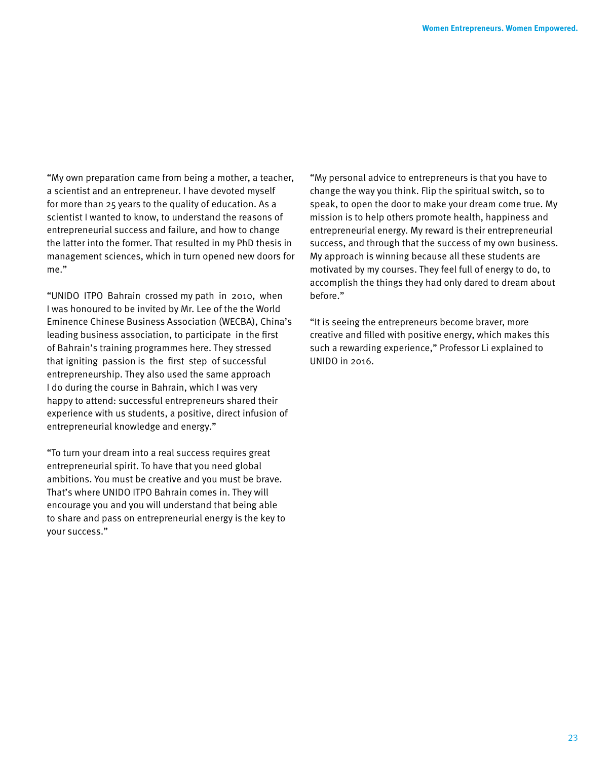"My own preparation came from being a mother, a teacher, a scientist and an entrepreneur. I have devoted myself for more than 25 years to the quality of education. As a scientist I wanted to know, to understand the reasons of entrepreneurial success and failure, and how to change the latter into the former. That resulted in my PhD thesis in management sciences, which in turn opened new doors for me."

"UNIDO ITPO Bahrain crossed my path in 2010, when I was honoured to be invited by Mr. Lee of the the World Eminence Chinese Business Association (WECBA), China's leading business association, to participate in the first of Bahrain's training programmes here. They stressed that igniting passion is the first step of successful entrepreneurship. They also used the same approach I do during the course in Bahrain, which I was very happy to attend: successful entrepreneurs shared their experience with us students, a positive, direct infusion of entrepreneurial knowledge and energy."

"To turn your dream into a real success requires great entrepreneurial spirit. To have that you need global ambitions. You must be creative and you must be brave. That's where UNIDO ITPO Bahrain comes in. They will encourage you and you will understand that being able to share and pass on entrepreneurial energy is the key to your success."

"My personal advice to entrepreneurs is that you have to change the way you think. Flip the spiritual switch, so to speak, to open the door to make your dream come true. My mission is to help others promote health, happiness and entrepreneurial energy. My reward is their entrepreneurial success, and through that the success of my own business. My approach is winning because all these students are motivated by my courses. They feel full of energy to do, to accomplish the things they had only dared to dream about before."

"It is seeing the entrepreneurs become braver, more creative and filled with positive energy, which makes this such a rewarding experience," Professor Li explained to UNIDO in 2016.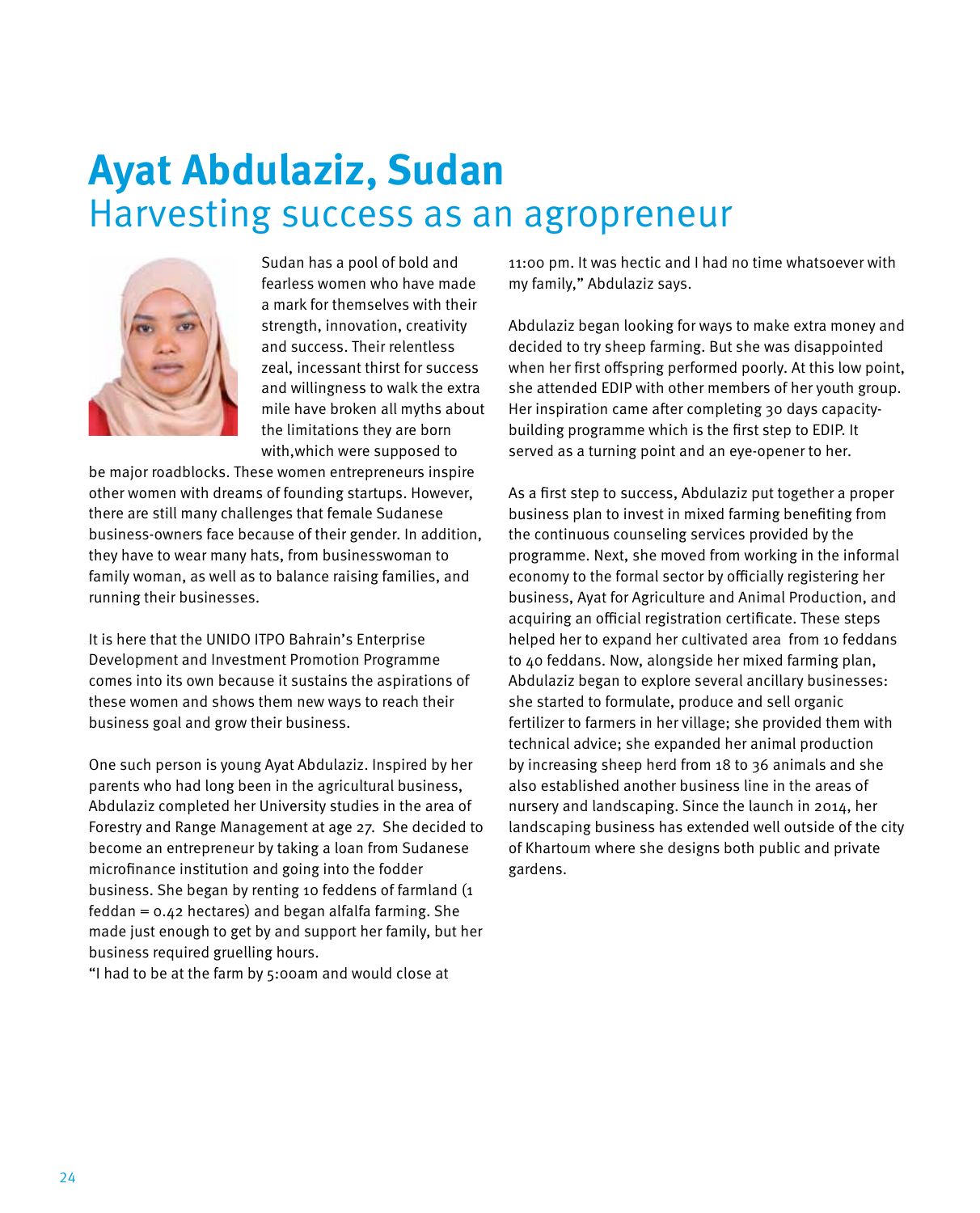# Ayat Abdulaziz, Sudan

## Harvesting success as an agropreneur

Sudan has a pool of bold and fearless women who have made a mark for themselves with their strength, innovation, creativity and success. Their relentless zeal, incessant thirst for success and willingness to walk the extra mile have broken all myths about the limitations they are born with,which were supposed to be major roadblocks. These women entrepreneurs inspire other women with dreams of founding startups. However, there are still many challenges that female Sudanese business-owners face because of their gender. In addition, they have to wear many hats, from businesswoman to family woman, as well as to balance raising families, and running their businesses.

It is here that the UNIDO ITPO Bahrain's Enterprise Development and Investment Promotion Programme comes into its own because it sustains the aspirations of these women and shows them new ways to reach their business goal and grow their business.

One such person is young Ayat Abdulaziz. Inspired by her parents who had long been in the agricultural business, Abdulaziz completed her University studies in the area of Forestry and Range Management at age 27. She decided to become an entrepreneur by taking a loan from Sudanese microfinance institution and going into the fodder business. She began by renting 10 feddens of farmland (1 feddan = 0.42 hectares) and began alfalfa farming. She made just enough to get by and support her family, but her business required gruelling hours.

"I had to be at the farm by 5:00am and would close at 11:00 pm. It was hectic and I had no time whatsoever with my family," Abdulaziz says.

Abdulaziz began looking for ways to make extra money and decided to try sheep farming. But she was disappointed when her first offspring performed poorly. At this low point, she attended EDIP with other members of her youth group. Her inspiration came after completing 30 days capacity-building programme which is the first step to EDIP. It served as a turning point and an eye-opener to her.

As a first step to success, Abdulaziz put together a proper business plan to invest in mixed farming benefiting from the continuous counseling services provided by the programme. Next, she moved from working in the informal economy to the formal sector by officially registering her business, Ayat for Agriculture and Animal Production, and acquiring an official registration certificate. These steps helped her to expand her cultivated area from 10 feddans to 40 feddans. Now, alongside her mixed farming plan, Abdulaziz began to explore several ancillary businesses: she started to formulate, produce and sell organic fertilizer to farmers in her village; she provided them with technical advice; she expanded her animal production by increasing sheep herd from 18 to 36 animals and she also established another business line in the areas of nursery and landscaping. Since the launch in 2014, her landscaping business has extended well outside of the city of Khartoum where she designs both public and private gardens.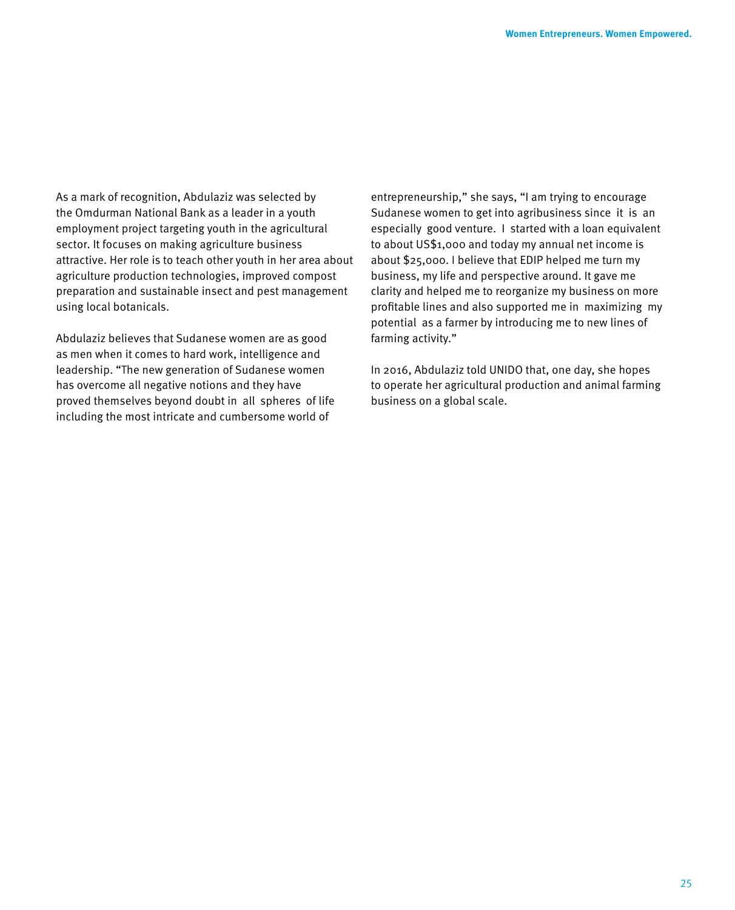As a mark of recognition, Abdulaziz was selected by the Omdurman National Bank as a leader in a youth employment project targeting youth in the agricultural sector. It focuses on making agriculture business attractive. Her role is to teach other youth in her area about agriculture production technologies, improved compost preparation and sustainable insect and pest management using local botanicals.

Abdulaziz believes that Sudanese women are as good as men when it comes to hard work, intelligence and leadership. "The new generation of Sudanese women has overcome all negative notions and they have proved themselves beyond doubt in all spheres of life including the most intricate and cumbersome world of entrepreneurship," she says, "I am trying to encourage Sudanese women to get into agribusiness since it is an especially good venture. I started with a loan equivalent to about US$1,000 and today my annual net income is about $25,000. I believe that EDIP helped me turn my business, my life and perspective around. It gave me clarity and helped me to reorganize my business on more profitable lines and also supported me in maximizing my potential as a farmer by introducing me to new lines of farming activity."

In 2016, Abdulaziz told UNIDO that, one day, she hopes to operate her agricultural production and animal farming business on a global scale.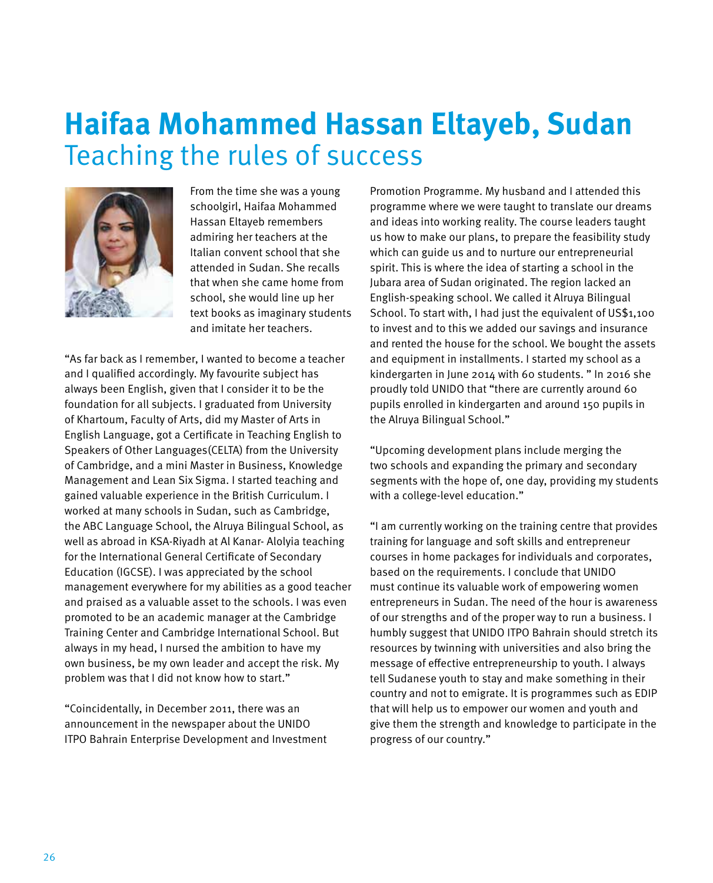# Haifaa Mohammed Hassan Eltayeb, Sudan
## Teaching the rules of success

From the time she was a young schoolgirl, Haifaa Mohammed Hassan Eltayeb remembers admiring her teachers at the Italian convent school that she attended in Sudan. She recalls that when she came home from school, she would line up her text books as imaginary students and imitate her teachers.

"As far back as I remember, I wanted to become a teacher and I qualified accordingly. My favourite subject has always been English, given that I consider it to be the foundation for all subjects. I graduated from University of Khartoum, Faculty of Arts, did my Master of Arts in English Language, got a Certificate in Teaching English to Speakers of Other Languages(CELTA) from the University of Cambridge, and a mini Master in Business, Knowledge Management and Lean Six Sigma. I started teaching and gained valuable experience in the British Curriculum. I worked at many schools in Sudan, such as Cambridge, the ABC Language School, the Alruya Bilingual School, as well as abroad in KSA-Riyadh at Al Kanar- Alolyia teaching for the International General Certificate of Secondary Education (IGCSE). I was appreciated by the school management everywhere for my abilities as a good teacher and praised as a valuable asset to the schools. I was even promoted to be an academic manager at the Cambridge Training Center and Cambridge International School. But always in my head, I nursed the ambition to have my own business, be my own leader and accept the risk. My problem was that I did not know how to start."

"Coincidentally, in December 2011, there was an announcement in the newspaper about the UNIDO ITPO Bahrain Enterprise Development and Investment Promotion Programme. My husband and I attended this programme where we were taught to translate our dreams and ideas into working reality. The course leaders taught us how to make our plans, to prepare the feasibility study which can guide us and to nurture our entrepreneurial spirit. This is where the idea of starting a school in the Jubara area of Sudan originated. The region lacked an English-speaking school. We called it Alruya Bilingual School. To start with, I had just the equivalent of US$1,100 to invest and to this we added our savings and insurance and rented the house for the school. We bought the assets and equipment in installments. I started my school as a kindergarten in June 2014 with 60 students. " In 2016 she proudly told UNIDO that "there are currently around 60 pupils enrolled in kindergarten and around 150 pupils in the Alruya Bilingual School."

"Upcoming development plans include merging the two schools and expanding the primary and secondary segments with the hope of, one day, providing my students with a college-level education."

"I am currently working on the training centre that provides training for language and soft skills and entrepreneur courses in home packages for individuals and corporates, based on the requirements. I conclude that UNIDO must continue its valuable work of empowering women entrepreneurs in Sudan. The need of the hour is awareness of our strengths and of the proper way to run a business. I humbly suggest that UNIDO ITPO Bahrain should stretch its resources by twinning with universities and also bring the message of effective entrepreneurship to youth. I always tell Sudanese youth to stay and make something in their country and not to emigrate. It is programmes such as EDIP that will help us to empower our women and youth and give them the strength and knowledge to participate in the progress of our country."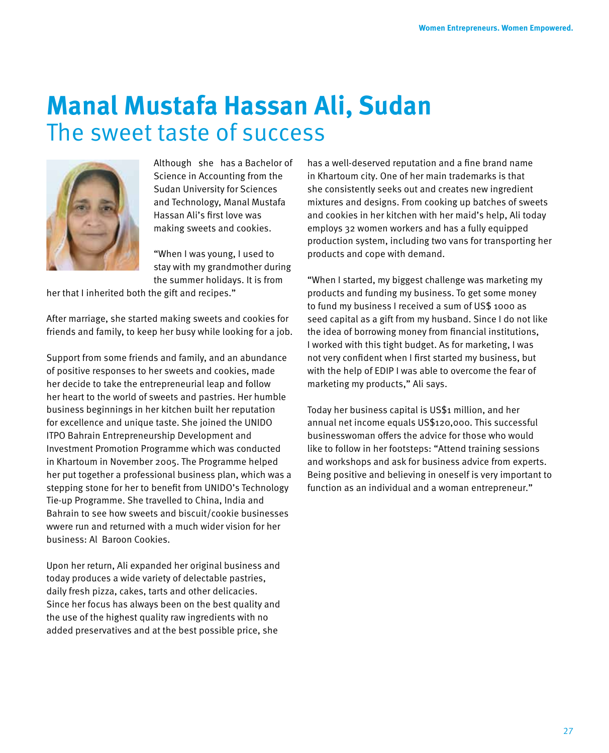# Manal Mustafa Hassan Ali, Sudan
## The sweet taste of success

Although she has a Bachelor of Science in Accounting from the Sudan University for Sciences and Technology, Manal Mustafa Hassan Ali's first love was making sweets and cookies.

"When I was young, I used to stay with my grandmother during the summer holidays. It is from her that I inherited both the gift and recipes."

After marriage, she started making sweets and cookies for friends and family, to keep her busy while looking for a job.

Support from some friends and family, and an abundance of positive responses to her sweets and cookies, made her decide to take the entrepreneurial leap and follow her heart to the world of sweets and pastries. Her humble business beginnings in her kitchen built her reputation for excellence and unique taste. She joined the UNIDO ITPO Bahrain Entrepreneurship Development and Investment Promotion Programme which was conducted in Khartoum in November 2005. The Programme helped her put together a professional business plan, which was a stepping stone for her to benefit from UNIDO's Technology Tie-up Programme. She travelled to China, India and Bahrain to see how sweets and biscuit/cookie businesses wwere run and returned with a much wider vision for her business: Al Baroon Cookies.

Upon her return, Ali expanded her original business and today produces a wide variety of delectable pastries, daily fresh pizza, cakes, tarts and other delicacies. Since her focus has always been on the best quality and the use of the highest quality raw ingredients with no added preservatives and at the best possible price, she has a well-deserved reputation and a fine brand name in Khartoum city. One of her main trademarks is that she consistently seeks out and creates new ingredient mixtures and designs. From cooking up batches of sweets and cookies in her kitchen with her maid's help, Ali today employs 32 women workers and has a fully equipped production system, including two vans for transporting her products and cope with demand.

"When I started, my biggest challenge was marketing my products and funding my business. To get some money to fund my business I received a sum of US$ 1000 as seed capital as a gift from my husband. Since I do not like the idea of borrowing money from financial institutions, I worked with this tight budget. As for marketing, I was not very confident when I first started my business, but with the help of EDIP I was able to overcome the fear of marketing my products," Ali says.

Today her business capital is US$1 million, and her annual net income equals US$120,000. This successful businesswoman offers the advice for those who would like to follow in her footsteps: "Attend training sessions and workshops and ask for business advice from experts. Being positive and believing in oneself is very important to function as an individual and a woman entrepreneur."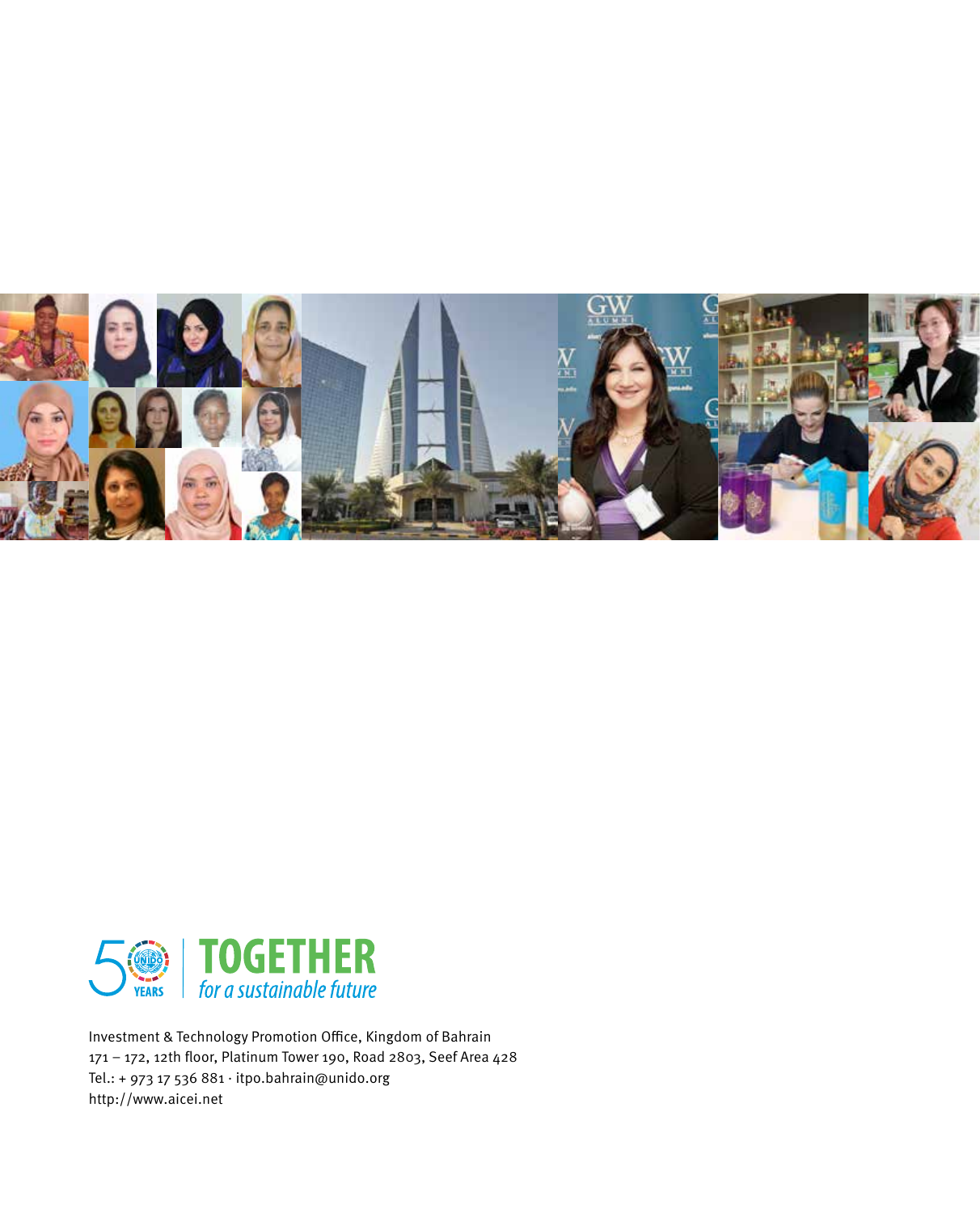**TOGETHER**
*for a sustainable future*

Investment & Technology Promotion Office, Kingdom of Bahrain
171 – 172, 12th floor, Platinum Tower 190, Road 2803, Seef Area 428
Tel.: + 973 17 536 881 · itpo.bahrain@unido.org
http://www.aicei.net